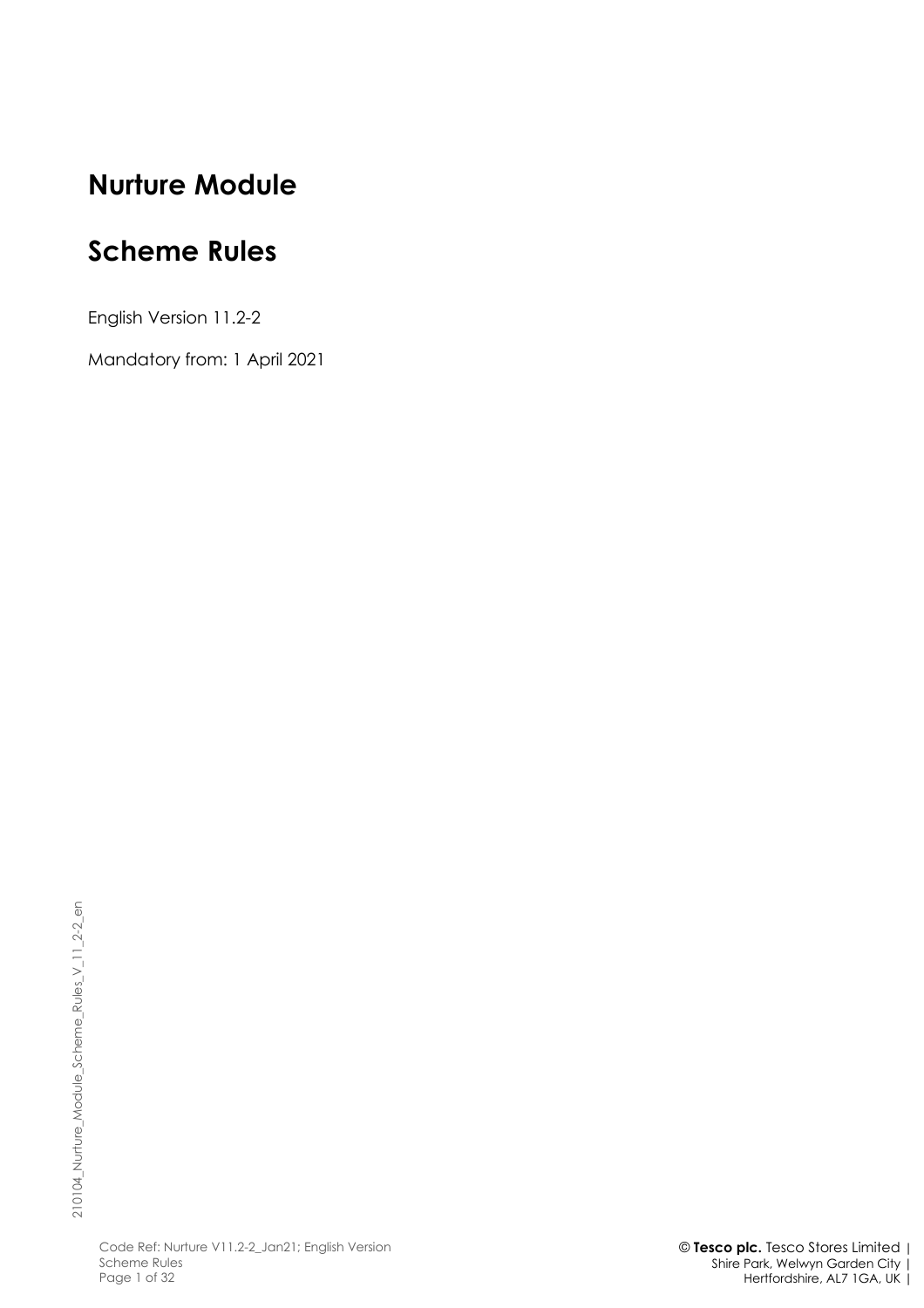# Nurture Module

# Scheme Rules

English Version 11.2-2

Mandatory from: 1 April 2021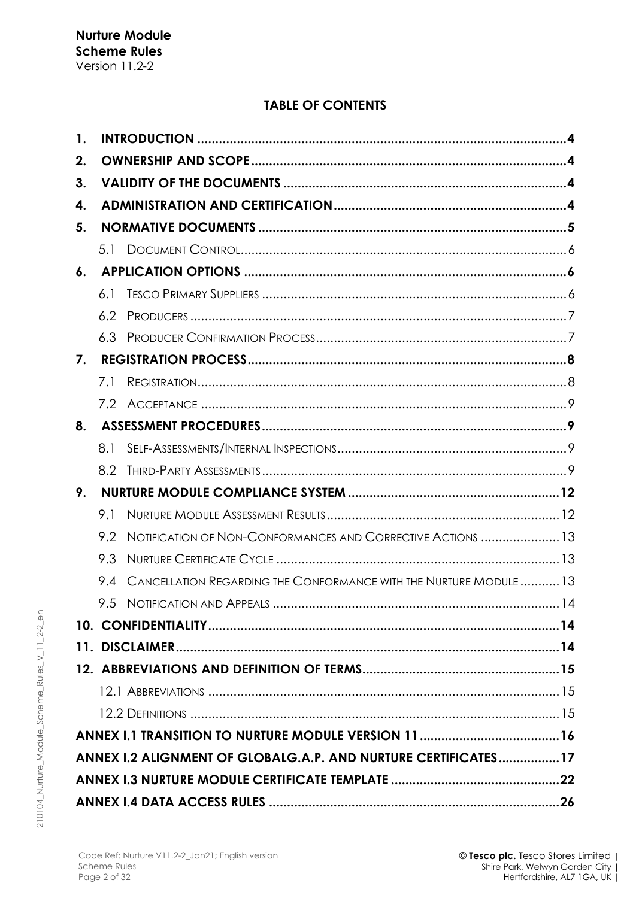## TABLE OF CONTENTS

| | |
|---|---|
| **1. INTRODUCTION** | **4** |
| **2. OWNERSHIP AND SCOPE** | **4** |
| **3. VALIDITY OF THE DOCUMENTS** | **4** |
| **4. ADMINISTRATION AND CERTIFICATION** | **4** |
| **5. NORMATIVE DOCUMENTS** | **5** |
| 5.1 DOCUMENT CONTROL | 6 |
| **6. APPLICATION OPTIONS** | **6** |
| 6.1 TESCO PRIMARY SUPPLIERS | 6 |
| 6.2 PRODUCERS | 7 |
| 6.3 PRODUCER CONFIRMATION PROCESS | 7 |
| **7. REGISTRATION PROCESS** | **8** |
| 7.1 REGISTRATION | 8 |
| 7.2 ACCEPTANCE | 9 |
| **8. ASSESSMENT PROCEDURES** | **9** |
| 8.1 SELF-ASSESSMENTS/INTERNAL INSPECTIONS | 9 |
| 8.2 THIRD-PARTY ASSESSMENTS | 9 |
| **9. NURTURE MODULE COMPLIANCE SYSTEM** | **12** |
| 9.1 NURTURE MODULE ASSESSMENT RESULTS | 12 |
| 9.2 NOTIFICATION OF NON-CONFORMANCES AND CORRECTIVE ACTIONS | 13 |
| 9.3 NURTURE CERTIFICATE CYCLE | 13 |
| 9.4 CANCELLATION REGARDING THE CONFORMANCE WITH THE NURTURE MODULE | 13 |
| 9.5 NOTIFICATION AND APPEALS | 14 |
| **10. CONFIDENTIALITY** | **14** |
| **11. DISCLAIMER** | **14** |
| **12. ABBREVIATIONS AND DEFINITION OF TERMS** | **15** |
| 12.1 ABBREVIATIONS | 15 |
| 12.2 DEFINITIONS | 15 |
| **ANNEX I.1 TRANSITION TO NURTURE MODULE VERSION 11** | **16** |
| **ANNEX I.2 ALIGNMENT OF GLOBALG.A.P. AND NURTURE CERTIFICATES** | **17** |
| **ANNEX I.3 NURTURE MODULE CERTIFICATE TEMPLATE** | **22** |
| **ANNEX I.4 DATA ACCESS RULES** | **26** |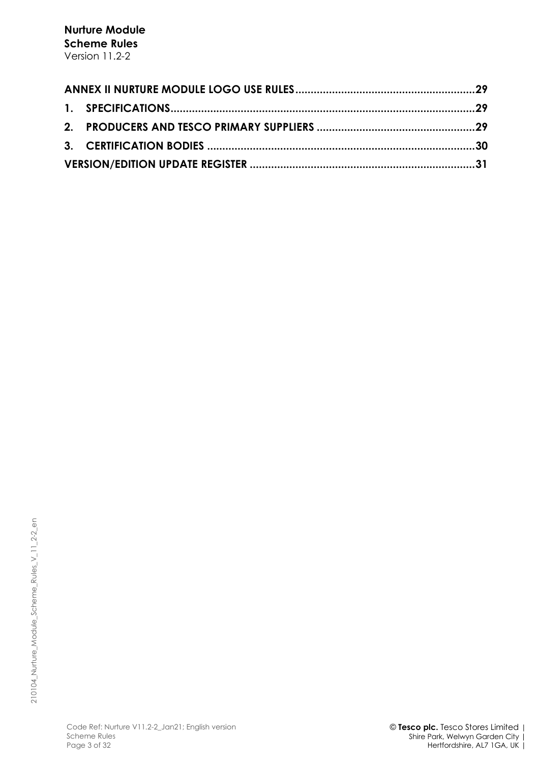**ANNEX II NURTURE MODULE LOGO USE RULES** .......... 29

1. **SPECIFICATIONS** .......... 29
2. **PRODUCERS AND TESCO PRIMARY SUPPLIERS** .......... 29
3. **CERTIFICATION BODIES** .......... 30

**VERSION/EDITION UPDATE REGISTER** .......... 31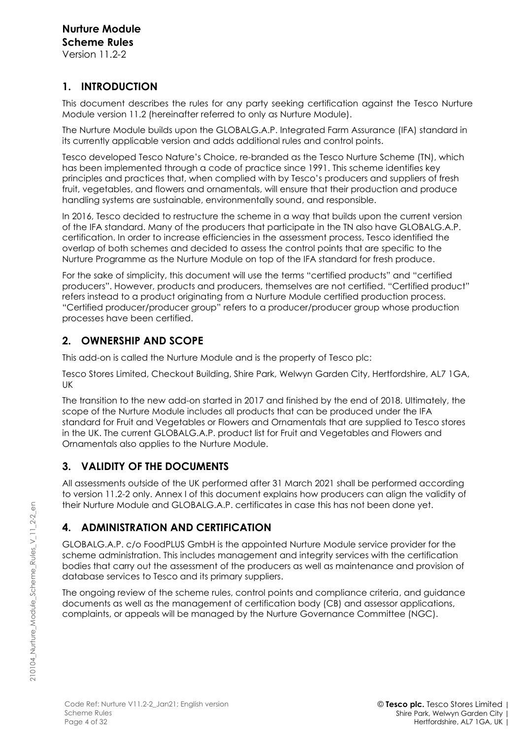**Nurture Module**
**Scheme Rules**
Version 11.2-2

## 1. INTRODUCTION

This document describes the rules for any party seeking certification against the Tesco Nurture Module version 11.2 (hereinafter referred to only as Nurture Module).

The Nurture Module builds upon the GLOBALG.A.P. Integrated Farm Assurance (IFA) standard in its currently applicable version and adds additional rules and control points.

Tesco developed Tesco Nature's Choice, re-branded as the Tesco Nurture Scheme (TN), which has been implemented through a code of practice since 1991. This scheme identifies key principles and practices that, when complied with by Tesco's producers and suppliers of fresh fruit, vegetables, and flowers and ornamentals, will ensure that their production and produce handling systems are sustainable, environmentally sound, and responsible.

In 2016, Tesco decided to restructure the scheme in a way that builds upon the current version of the IFA standard. Many of the producers that participate in the TN also have GLOBALG.A.P. certification. In order to increase efficiencies in the assessment process, Tesco identified the overlap of both schemes and decided to assess the control points that are specific to the Nurture Programme as the Nurture Module on top of the IFA standard for fresh produce.

For the sake of simplicity, this document will use the terms "certified products" and "certified producers". However, products and producers, themselves are not certified. "Certified product" refers instead to a product originating from a Nurture Module certified production process. "Certified producer/producer group" refers to a producer/producer group whose production processes have been certified.

## 2. OWNERSHIP AND SCOPE

This add-on is called the Nurture Module and is the property of Tesco plc:

Tesco Stores Limited, Checkout Building, Shire Park, Welwyn Garden City, Hertfordshire, AL7 1GA, UK

The transition to the new add-on started in 2017 and finished by the end of 2018. Ultimately, the scope of the Nurture Module includes all products that can be produced under the IFA standard for Fruit and Vegetables or Flowers and Ornamentals that are supplied to Tesco stores in the UK. The current GLOBALG.A.P. product list for Fruit and Vegetables and Flowers and Ornamentals also applies to the Nurture Module.

## 3. VALIDITY OF THE DOCUMENTS

All assessments outside of the UK performed after 31 March 2021 shall be performed according to version 11.2-2 only. Annex I of this document explains how producers can align the validity of their Nurture Module and GLOBALG.A.P. certificates in case this has not been done yet.

## 4. ADMINISTRATION AND CERTIFICATION

GLOBALG.A.P. c/o FoodPLUS GmbH is the appointed Nurture Module service provider for the scheme administration. This includes management and integrity services with the certification bodies that carry out the assessment of the producers as well as maintenance and provision of database services to Tesco and its primary suppliers.

The ongoing review of the scheme rules, control points and compliance criteria, and guidance documents as well as the management of certification body (CB) and assessor applications, complaints, or appeals will be managed by the Nurture Governance Committee (NGC).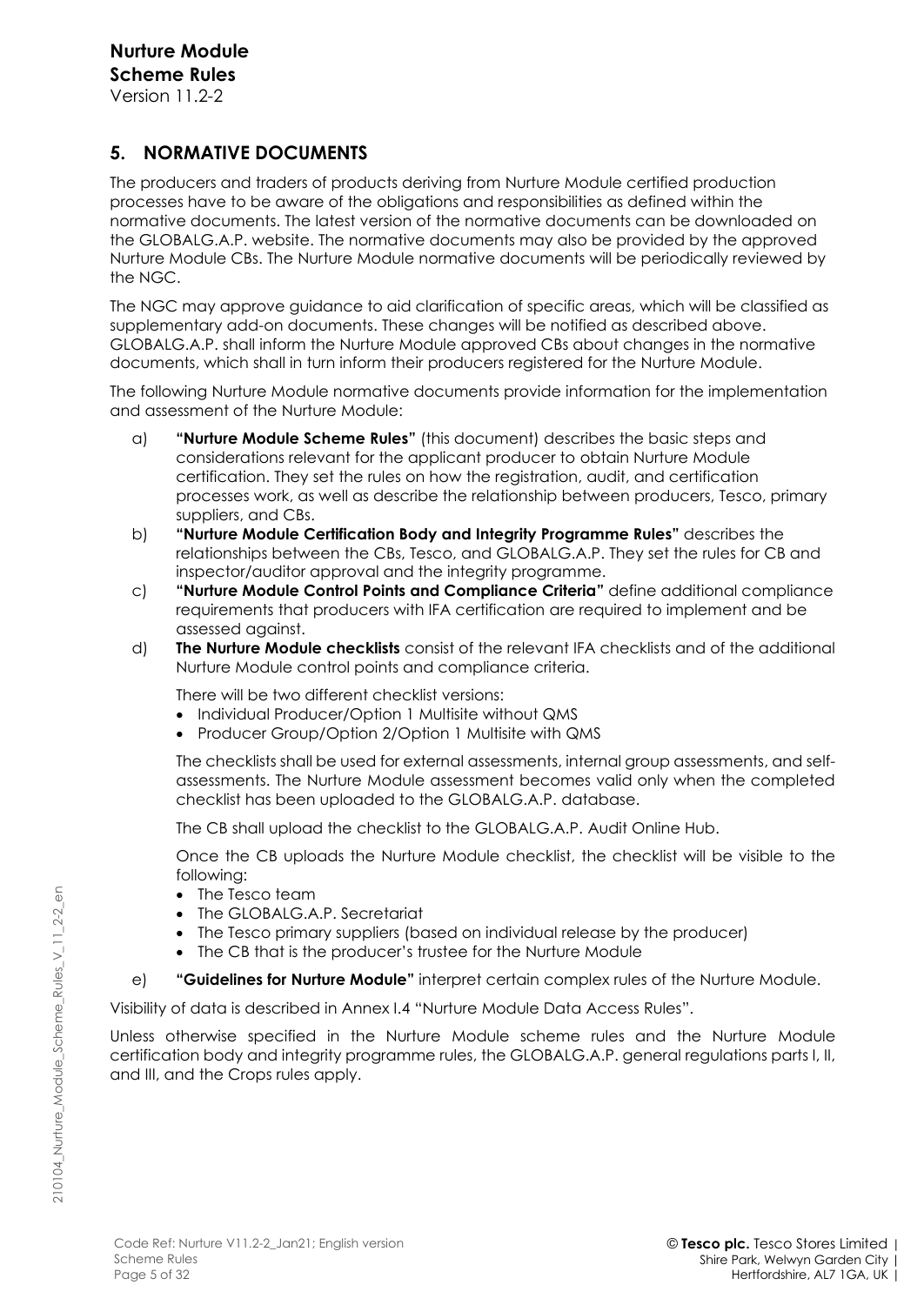## 5. NORMATIVE DOCUMENTS

The producers and traders of products deriving from Nurture Module certified production processes have to be aware of the obligations and responsibilities as defined within the normative documents. The latest version of the normative documents can be downloaded on the GLOBALG.A.P. website. The normative documents may also be provided by the approved Nurture Module CBs. The Nurture Module normative documents will be periodically reviewed by the NGC.

The NGC may approve guidance to aid clarification of specific areas, which will be classified as supplementary add-on documents. These changes will be notified as described above. GLOBALG.A.P. shall inform the Nurture Module approved CBs about changes in the normative documents, which shall in turn inform their producers registered for the Nurture Module.

The following Nurture Module normative documents provide information for the implementation and assessment of the Nurture Module:

a) **"Nurture Module Scheme Rules"** (this document) describes the basic steps and considerations relevant for the applicant producer to obtain Nurture Module certification. They set the rules on how the registration, audit, and certification processes work, as well as describe the relationship between producers, Tesco, primary suppliers, and CBs.

b) **"Nurture Module Certification Body and Integrity Programme Rules"** describes the relationships between the CBs, Tesco, and GLOBALG.A.P. They set the rules for CB and inspector/auditor approval and the integrity programme.

c) **"Nurture Module Control Points and Compliance Criteria"** define additional compliance requirements that producers with IFA certification are required to implement and be assessed against.

d) **The Nurture Module checklists** consist of the relevant IFA checklists and of the additional Nurture Module control points and compliance criteria.

   There will be two different checklist versions:

   - Individual Producer/Option 1 Multisite without QMS
   - Producer Group/Option 2/Option 1 Multisite with QMS

   The checklists shall be used for external assessments, internal group assessments, and self-assessments. The Nurture Module assessment becomes valid only when the completed checklist has been uploaded to the GLOBALG.A.P. database.

   The CB shall upload the checklist to the GLOBALG.A.P. Audit Online Hub.

   Once the CB uploads the Nurture Module checklist, the checklist will be visible to the following:

   - The Tesco team
   - The GLOBALG.A.P. Secretariat
   - The Tesco primary suppliers (based on individual release by the producer)
   - The CB that is the producer's trustee for the Nurture Module

e) **"Guidelines for Nurture Module"** interpret certain complex rules of the Nurture Module.

Visibility of data is described in Annex I.4 "Nurture Module Data Access Rules".

Unless otherwise specified in the Nurture Module scheme rules and the Nurture Module certification body and integrity programme rules, the GLOBALG.A.P. general regulations parts I, II, and III, and the Crops rules apply.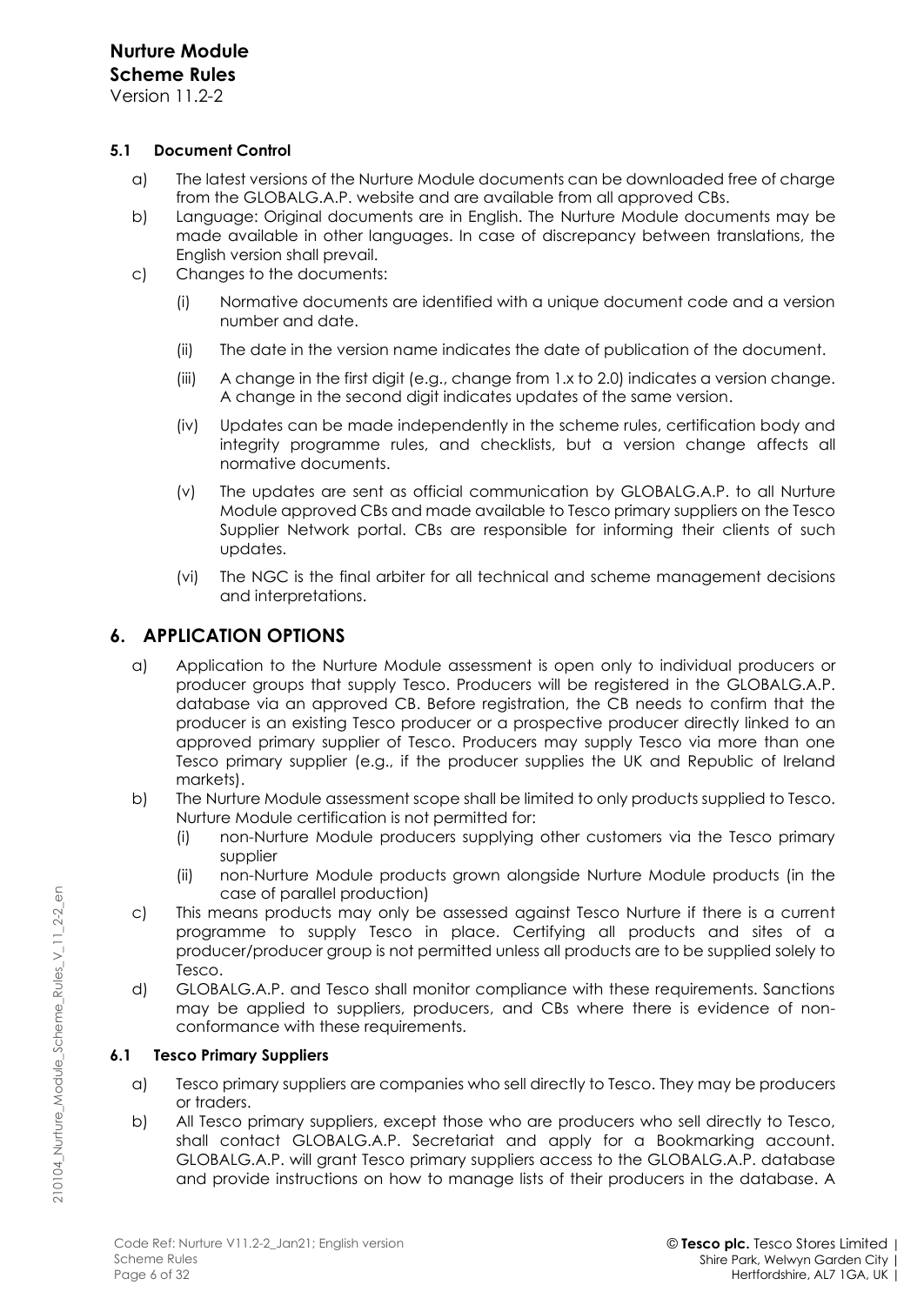### 5.1 Document Control

a) The latest versions of the Nurture Module documents can be downloaded free of charge from the GLOBALG.A.P. website and are available from all approved CBs.

b) Language: Original documents are in English. The Nurture Module documents may be made available in other languages. In case of discrepancy between translations, the English version shall prevail.

c) Changes to the documents:

   (i) Normative documents are identified with a unique document code and a version number and date.

   (ii) The date in the version name indicates the date of publication of the document.

   (iii) A change in the first digit (e.g., change from 1.x to 2.0) indicates a version change. A change in the second digit indicates updates of the same version.

   (iv) Updates can be made independently in the scheme rules, certification body and integrity programme rules, and checklists, but a version change affects all normative documents.

   (v) The updates are sent as official communication by GLOBALG.A.P. to all Nurture Module approved CBs and made available to Tesco primary suppliers on the Tesco Supplier Network portal. CBs are responsible for informing their clients of such updates.

   (vi) The NGC is the final arbiter for all technical and scheme management decisions and interpretations.

## 6. APPLICATION OPTIONS

a) Application to the Nurture Module assessment is open only to individual producers or producer groups that supply Tesco. Producers will be registered in the GLOBALG.A.P. database via an approved CB. Before registration, the CB needs to confirm that the producer is an existing Tesco producer or a prospective producer directly linked to an approved primary supplier of Tesco. Producers may supply Tesco via more than one Tesco primary supplier (e.g., if the producer supplies the UK and Republic of Ireland markets).

b) The Nurture Module assessment scope shall be limited to only products supplied to Tesco. Nurture Module certification is not permitted for:

   (i) non-Nurture Module producers supplying other customers via the Tesco primary supplier

   (ii) non-Nurture Module products grown alongside Nurture Module products (in the case of parallel production)

c) This means products may only be assessed against Tesco Nurture if there is a current programme to supply Tesco in place. Certifying all products and sites of a producer/producer group is not permitted unless all products are to be supplied solely to Tesco.

d) GLOBALG.A.P. and Tesco shall monitor compliance with these requirements. Sanctions may be applied to suppliers, producers, and CBs where there is evidence of non-conformance with these requirements.

### 6.1 Tesco Primary Suppliers

a) Tesco primary suppliers are companies who sell directly to Tesco. They may be producers or traders.

b) All Tesco primary suppliers, except those who are producers who sell directly to Tesco, shall contact GLOBALG.A.P. Secretariat and apply for a Bookmarking account. GLOBALG.A.P. will grant Tesco primary suppliers access to the GLOBALG.A.P. database and provide instructions on how to manage lists of their producers in the database. A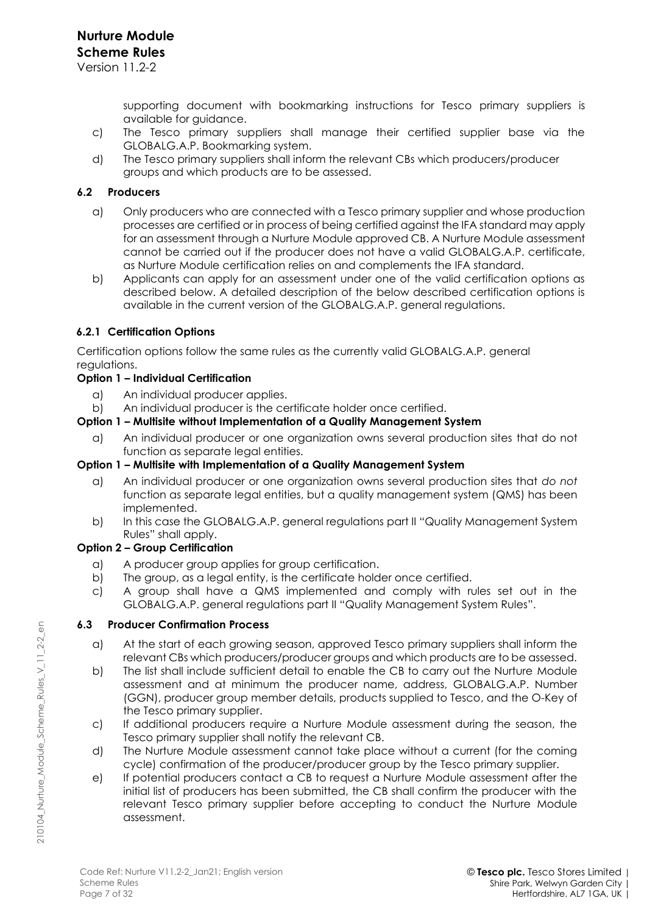supporting document with bookmarking instructions for Tesco primary suppliers is available for guidance.

c) The Tesco primary suppliers shall manage their certified supplier base via the GLOBALG.A.P. Bookmarking system.

d) The Tesco primary suppliers shall inform the relevant CBs which producers/producer groups and which products are to be assessed.

### 6.2 Producers

a) Only producers who are connected with a Tesco primary supplier and whose production processes are certified or in process of being certified against the IFA standard may apply for an assessment through a Nurture Module approved CB. A Nurture Module assessment cannot be carried out if the producer does not have a valid GLOBALG.A.P. certificate, as Nurture Module certification relies on and complements the IFA standard.

b) Applicants can apply for an assessment under one of the valid certification options as described below. A detailed description of the below described certification options is available in the current version of the GLOBALG.A.P. general regulations.

#### 6.2.1 Certification Options

Certification options follow the same rules as the currently valid GLOBALG.A.P. general regulations.

**Option 1 – Individual Certification**

a) An individual producer applies.

b) An individual producer is the certificate holder once certified.

**Option 1 – Multisite without Implementation of a Quality Management System**

a) An individual producer or one organization owns several production sites that do not function as separate legal entities.

**Option 1 – Multisite with Implementation of a Quality Management System**

a) An individual producer or one organization owns several production sites that *do not* function as separate legal entities, but a quality management system (QMS) has been implemented.

b) In this case the GLOBALG.A.P. general regulations part II "Quality Management System Rules" shall apply.

**Option 2 – Group Certification**

a) A producer group applies for group certification.

b) The group, as a legal entity, is the certificate holder once certified.

c) A group shall have a QMS implemented and comply with rules set out in the GLOBALG.A.P. general regulations part II "Quality Management System Rules".

### 6.3 Producer Confirmation Process

a) At the start of each growing season, approved Tesco primary suppliers shall inform the relevant CBs which producers/producer groups and which products are to be assessed.

b) The list shall include sufficient detail to enable the CB to carry out the Nurture Module assessment and at minimum the producer name, address, GLOBALG.A.P. Number (GGN), producer group member details, products supplied to Tesco, and the O-Key of the Tesco primary supplier.

c) If additional producers require a Nurture Module assessment during the season, the Tesco primary supplier shall notify the relevant CB.

d) The Nurture Module assessment cannot take place without a current (for the coming cycle) confirmation of the producer/producer group by the Tesco primary supplier.

e) If potential producers contact a CB to request a Nurture Module assessment after the initial list of producers has been submitted, the CB shall confirm the producer with the relevant Tesco primary supplier before accepting to conduct the Nurture Module assessment.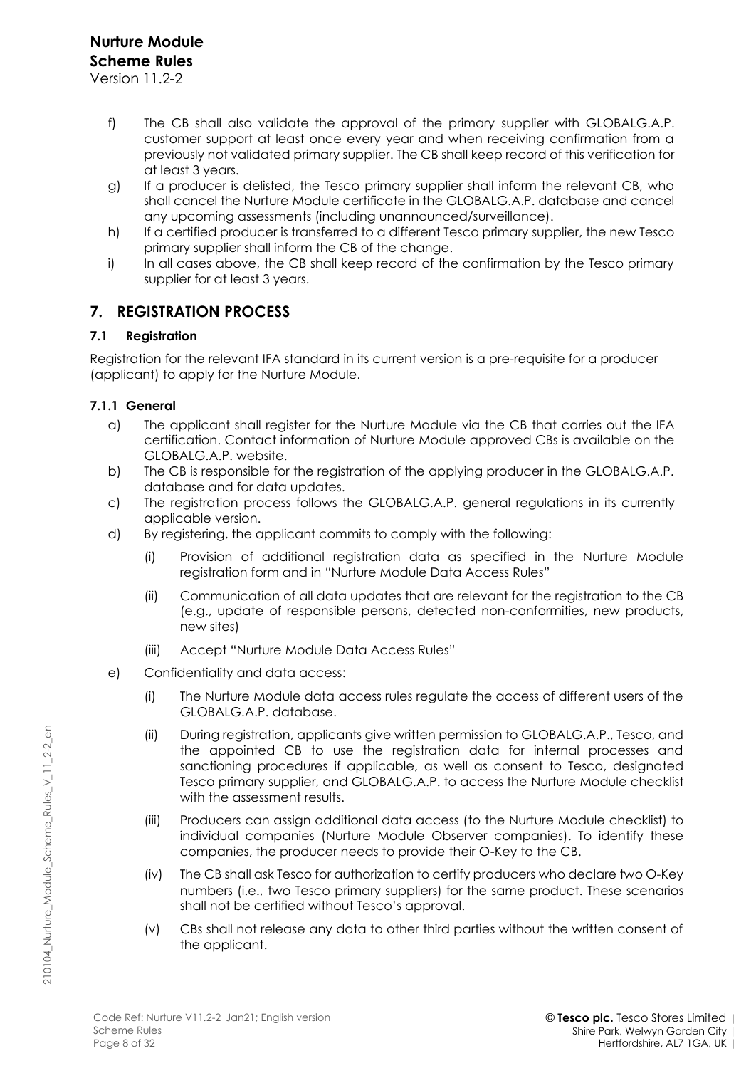f) The CB shall also validate the approval of the primary supplier with GLOBALG.A.P. customer support at least once every year and when receiving confirmation from a previously not validated primary supplier. The CB shall keep record of this verification for at least 3 years.

g) If a producer is delisted, the Tesco primary supplier shall inform the relevant CB, who shall cancel the Nurture Module certificate in the GLOBALG.A.P. database and cancel any upcoming assessments (including unannounced/surveillance).

h) If a certified producer is transferred to a different Tesco primary supplier, the new Tesco primary supplier shall inform the CB of the change.

i) In all cases above, the CB shall keep record of the confirmation by the Tesco primary supplier for at least 3 years.

## 7. REGISTRATION PROCESS

### 7.1 Registration

Registration for the relevant IFA standard in its current version is a pre-requisite for a producer (applicant) to apply for the Nurture Module.

#### 7.1.1 General

a) The applicant shall register for the Nurture Module via the CB that carries out the IFA certification. Contact information of Nurture Module approved CBs is available on the GLOBALG.A.P. website.

b) The CB is responsible for the registration of the applying producer in the GLOBALG.A.P. database and for data updates.

c) The registration process follows the GLOBALG.A.P. general regulations in its currently applicable version.

d) By registering, the applicant commits to comply with the following:

   (i) Provision of additional registration data as specified in the Nurture Module registration form and in "Nurture Module Data Access Rules"

   (ii) Communication of all data updates that are relevant for the registration to the CB (e.g., update of responsible persons, detected non-conformities, new products, new sites)

   (iii) Accept "Nurture Module Data Access Rules"

e) Confidentiality and data access:

   (i) The Nurture Module data access rules regulate the access of different users of the GLOBALG.A.P. database.

   (ii) During registration, applicants give written permission to GLOBALG.A.P., Tesco, and the appointed CB to use the registration data for internal processes and sanctioning procedures if applicable, as well as consent to Tesco, designated Tesco primary supplier, and GLOBALG.A.P. to access the Nurture Module checklist with the assessment results.

   (iii) Producers can assign additional data access (to the Nurture Module checklist) to individual companies (Nurture Module Observer companies). To identify these companies, the producer needs to provide their O-Key to the CB.

   (iv) The CB shall ask Tesco for authorization to certify producers who declare two O-Key numbers (i.e., two Tesco primary suppliers) for the same product. These scenarios shall not be certified without Tesco's approval.

   (v) CBs shall not release any data to other third parties without the written consent of the applicant.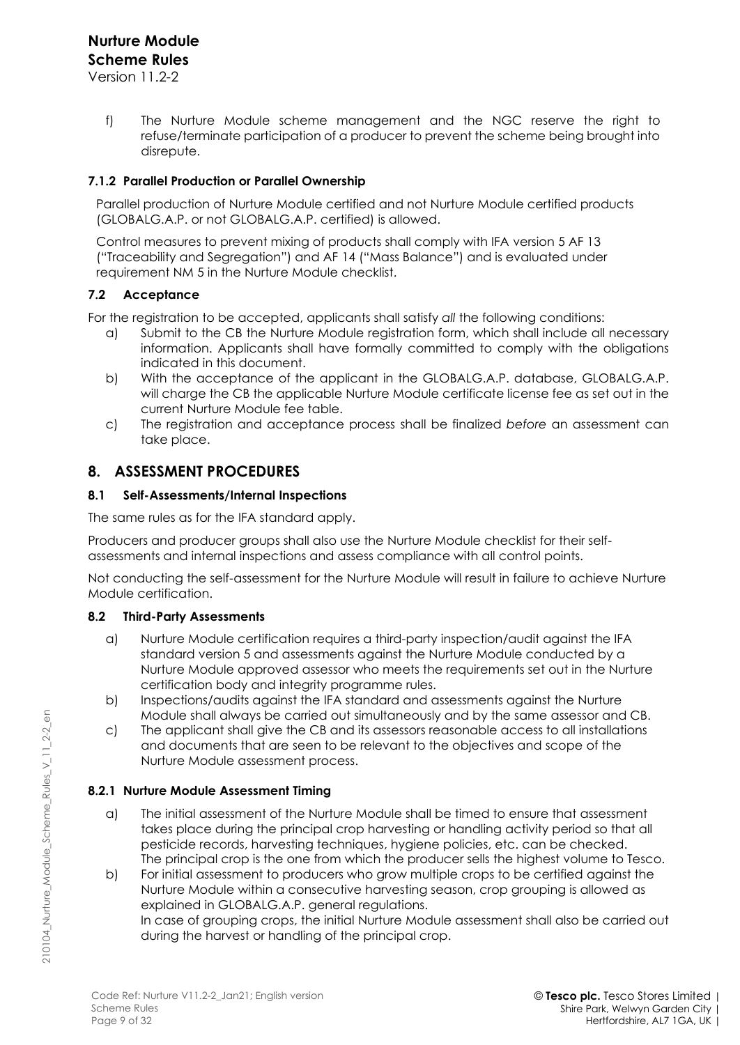f) The Nurture Module scheme management and the NGC reserve the right to refuse/terminate participation of a producer to prevent the scheme being brought into disrepute.

#### 7.1.2 Parallel Production or Parallel Ownership

Parallel production of Nurture Module certified and not Nurture Module certified products (GLOBALG.A.P. or not GLOBALG.A.P. certified) is allowed.

Control measures to prevent mixing of products shall comply with IFA version 5 AF 13 ("Traceability and Segregation") and AF 14 ("Mass Balance") and is evaluated under requirement NM 5 in the Nurture Module checklist.

### 7.2 Acceptance

For the registration to be accepted, applicants shall satisfy *all* the following conditions:

a) Submit to the CB the Nurture Module registration form, which shall include all necessary information. Applicants shall have formally committed to comply with the obligations indicated in this document.

b) With the acceptance of the applicant in the GLOBALG.A.P. database, GLOBALG.A.P. will charge the CB the applicable Nurture Module certificate license fee as set out in the current Nurture Module fee table.

c) The registration and acceptance process shall be finalized *before* an assessment can take place.

## 8. ASSESSMENT PROCEDURES

### 8.1 Self-Assessments/Internal Inspections

The same rules as for the IFA standard apply.

Producers and producer groups shall also use the Nurture Module checklist for their self-assessments and internal inspections and assess compliance with all control points.

Not conducting the self-assessment for the Nurture Module will result in failure to achieve Nurture Module certification.

### 8.2 Third-Party Assessments

a) Nurture Module certification requires a third-party inspection/audit against the IFA standard version 5 and assessments against the Nurture Module conducted by a Nurture Module approved assessor who meets the requirements set out in the Nurture certification body and integrity programme rules.

b) Inspections/audits against the IFA standard and assessments against the Nurture Module shall always be carried out simultaneously and by the same assessor and CB.

c) The applicant shall give the CB and its assessors reasonable access to all installations and documents that are seen to be relevant to the objectives and scope of the Nurture Module assessment process.

#### 8.2.1 Nurture Module Assessment Timing

a) The initial assessment of the Nurture Module shall be timed to ensure that assessment takes place during the principal crop harvesting or handling activity period so that all pesticide records, harvesting techniques, hygiene policies, etc. can be checked. The principal crop is the one from which the producer sells the highest volume to Tesco.

b) For initial assessment to producers who grow multiple crops to be certified against the Nurture Module within a consecutive harvesting season, crop grouping is allowed as explained in GLOBALG.A.P. general regulations.
In case of grouping crops, the initial Nurture Module assessment shall also be carried out during the harvest or handling of the principal crop.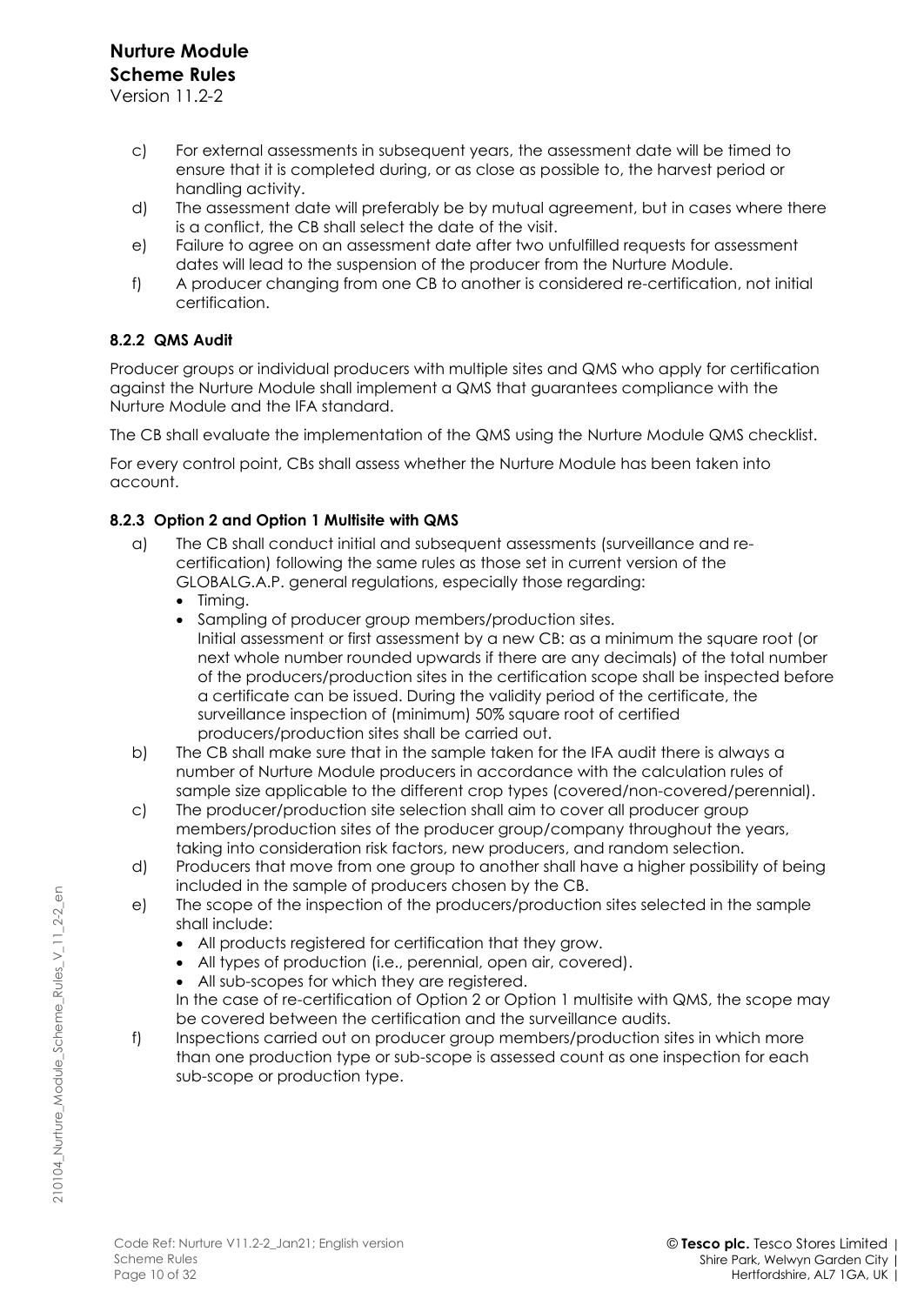c) For external assessments in subsequent years, the assessment date will be timed to ensure that it is completed during, or as close as possible to, the harvest period or handling activity.
d) The assessment date will preferably be by mutual agreement, but in cases where there is a conflict, the CB shall select the date of the visit.
e) Failure to agree on an assessment date after two unfulfilled requests for assessment dates will lead to the suspension of the producer from the Nurture Module.
f) A producer changing from one CB to another is considered re-certification, not initial certification.

### 8.2.2 QMS Audit

Producer groups or individual producers with multiple sites and QMS who apply for certification against the Nurture Module shall implement a QMS that guarantees compliance with the Nurture Module and the IFA standard.

The CB shall evaluate the implementation of the QMS using the Nurture Module QMS checklist.

For every control point, CBs shall assess whether the Nurture Module has been taken into account.

### 8.2.3 Option 2 and Option 1 Multisite with QMS

a) The CB shall conduct initial and subsequent assessments (surveillance and re-certification) following the same rules as those set in current version of the GLOBALG.A.P. general regulations, especially those regarding:
   - Timing.
   - Sampling of producer group members/production sites.
     Initial assessment or first assessment by a new CB: as a minimum the square root (or next whole number rounded upwards if there are any decimals) of the total number of the producers/production sites in the certification scope shall be inspected before a certificate can be issued. During the validity period of the certificate, the surveillance inspection of (minimum) 50% square root of certified producers/production sites shall be carried out.
b) The CB shall make sure that in the sample taken for the IFA audit there is always a number of Nurture Module producers in accordance with the calculation rules of sample size applicable to the different crop types (covered/non-covered/perennial).
c) The producer/production site selection shall aim to cover all producer group members/production sites of the producer group/company throughout the years, taking into consideration risk factors, new producers, and random selection.
d) Producers that move from one group to another shall have a higher possibility of being included in the sample of producers chosen by the CB.
e) The scope of the inspection of the producers/production sites selected in the sample shall include:
   - All products registered for certification that they grow.
   - All types of production (i.e., perennial, open air, covered).
   - All sub-scopes for which they are registered.

   In the case of re-certification of Option 2 or Option 1 multisite with QMS, the scope may be covered between the certification and the surveillance audits.
f) Inspections carried out on producer group members/production sites in which more than one production type or sub-scope is assessed count as one inspection for each sub-scope or production type.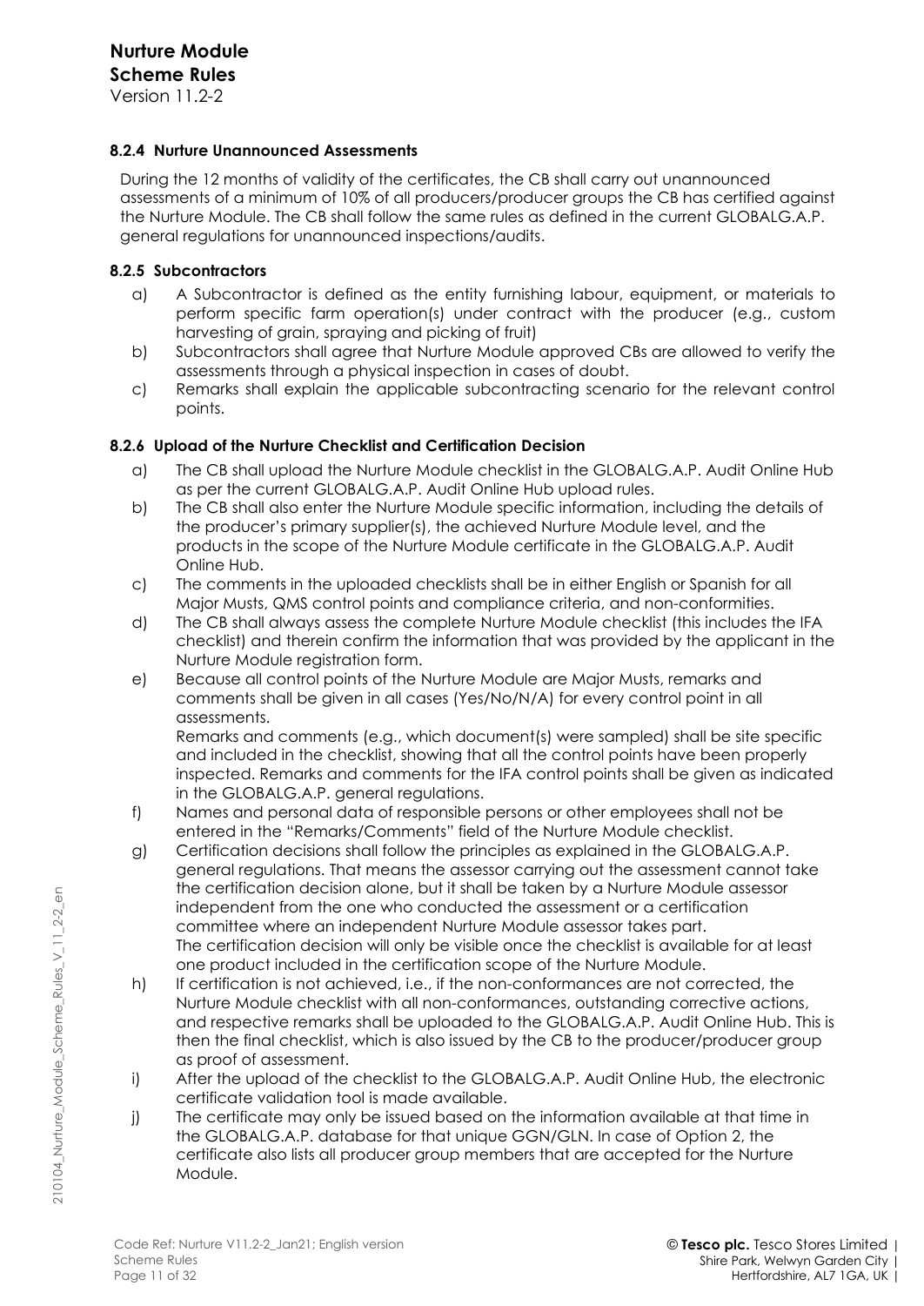#### 8.2.4 Nurture Unannounced Assessments

During the 12 months of validity of the certificates, the CB shall carry out unannounced assessments of a minimum of 10% of all producers/producer groups the CB has certified against the Nurture Module. The CB shall follow the same rules as defined in the current GLOBALG.A.P. general regulations for unannounced inspections/audits.

#### 8.2.5 Subcontractors

a) A Subcontractor is defined as the entity furnishing labour, equipment, or materials to perform specific farm operation(s) under contract with the producer (e.g., custom harvesting of grain, spraying and picking of fruit)

b) Subcontractors shall agree that Nurture Module approved CBs are allowed to verify the assessments through a physical inspection in cases of doubt.

c) Remarks shall explain the applicable subcontracting scenario for the relevant control points.

#### 8.2.6 Upload of the Nurture Checklist and Certification Decision

a) The CB shall upload the Nurture Module checklist in the GLOBALG.A.P. Audit Online Hub as per the current GLOBALG.A.P. Audit Online Hub upload rules.

b) The CB shall also enter the Nurture Module specific information, including the details of the producer's primary supplier(s), the achieved Nurture Module level, and the products in the scope of the Nurture Module certificate in the GLOBALG.A.P. Audit Online Hub.

c) The comments in the uploaded checklists shall be in either English or Spanish for all Major Musts, QMS control points and compliance criteria, and non-conformities.

d) The CB shall always assess the complete Nurture Module checklist (this includes the IFA checklist) and therein confirm the information that was provided by the applicant in the Nurture Module registration form.

e) Because all control points of the Nurture Module are Major Musts, remarks and comments shall be given in all cases (Yes/No/N/A) for every control point in all assessments.
Remarks and comments (e.g., which document(s) were sampled) shall be site specific and included in the checklist, showing that all the control points have been properly inspected. Remarks and comments for the IFA control points shall be given as indicated in the GLOBALG.A.P. general regulations.

f) Names and personal data of responsible persons or other employees shall not be entered in the "Remarks/Comments" field of the Nurture Module checklist.

g) Certification decisions shall follow the principles as explained in the GLOBALG.A.P. general regulations. That means the assessor carrying out the assessment cannot take the certification decision alone, but it shall be taken by a Nurture Module assessor independent from the one who conducted the assessment or a certification committee where an independent Nurture Module assessor takes part.
The certification decision will only be visible once the checklist is available for at least one product included in the certification scope of the Nurture Module.

h) If certification is not achieved, i.e., if the non-conformances are not corrected, the Nurture Module checklist with all non-conformances, outstanding corrective actions, and respective remarks shall be uploaded to the GLOBALG.A.P. Audit Online Hub. This is then the final checklist, which is also issued by the CB to the producer/producer group as proof of assessment.

i) After the upload of the checklist to the GLOBALG.A.P. Audit Online Hub, the electronic certificate validation tool is made available.

j) The certificate may only be issued based on the information available at that time in the GLOBALG.A.P. database for that unique GGN/GLN. In case of Option 2, the certificate also lists all producer group members that are accepted for the Nurture Module.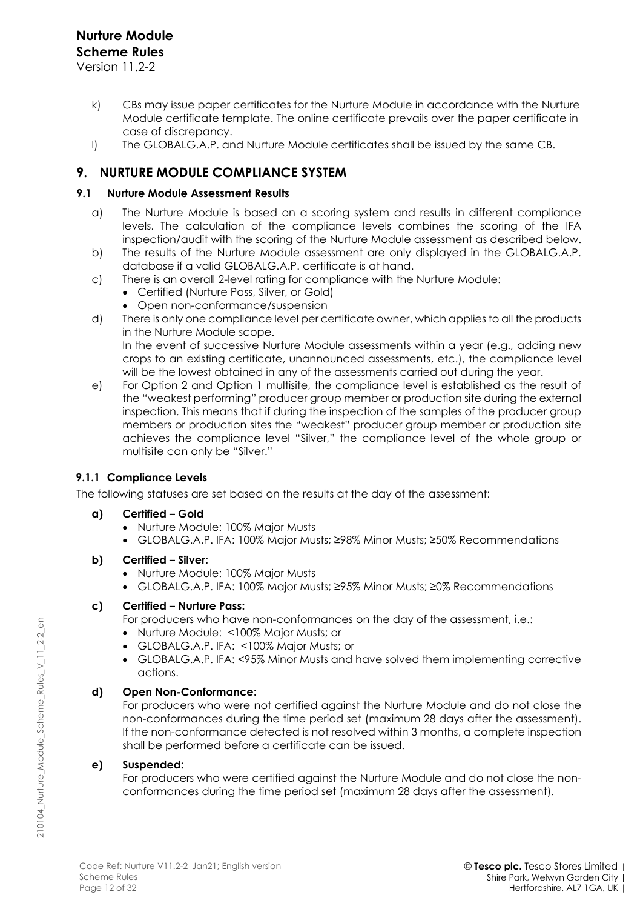k) CBs may issue paper certificates for the Nurture Module in accordance with the Nurture Module certificate template. The online certificate prevails over the paper certificate in case of discrepancy.

l) The GLOBALG.A.P. and Nurture Module certificates shall be issued by the same CB.

## 9. NURTURE MODULE COMPLIANCE SYSTEM

### 9.1 Nurture Module Assessment Results

a) The Nurture Module is based on a scoring system and results in different compliance levels. The calculation of the compliance levels combines the scoring of the IFA inspection/audit with the scoring of the Nurture Module assessment as described below.

b) The results of the Nurture Module assessment are only displayed in the GLOBALG.A.P. database if a valid GLOBALG.A.P. certificate is at hand.

c) There is an overall 2-level rating for compliance with the Nurture Module:
- Certified (Nurture Pass, Silver, or Gold)
- Open non-conformance/suspension

d) There is only one compliance level per certificate owner, which applies to all the products in the Nurture Module scope.
In the event of successive Nurture Module assessments within a year (e.g., adding new crops to an existing certificate, unannounced assessments, etc.), the compliance level will be the lowest obtained in any of the assessments carried out during the year.

e) For Option 2 and Option 1 multisite, the compliance level is established as the result of the "weakest performing" producer group member or production site during the external inspection. This means that if during the inspection of the samples of the producer group members or production sites the "weakest" producer group member or production site achieves the compliance level "Silver," the compliance level of the whole group or multisite can only be "Silver."

#### 9.1.1 Compliance Levels

The following statuses are set based on the results at the day of the assessment:

**a) Certified – Gold**
- Nurture Module: 100% Major Musts
- GLOBALG.A.P. IFA: 100% Major Musts; ≥98% Minor Musts; ≥50% Recommendations

**b) Certified – Silver:**
- Nurture Module: 100% Major Musts
- GLOBALG.A.P. IFA: 100% Major Musts; ≥95% Minor Musts; ≥0% Recommendations

**c) Certified – Nurture Pass:**

For producers who have non-conformances on the day of the assessment, i.e.:
- Nurture Module: <100% Major Musts; or
- GLOBALG.A.P. IFA: <100% Major Musts; or
- GLOBALG.A.P. IFA: <95% Minor Musts and have solved them implementing corrective actions.

**d) Open Non-Conformance:**

For producers who were not certified against the Nurture Module and do not close the non-conformances during the time period set (maximum 28 days after the assessment). If the non-conformance detected is not resolved within 3 months, a complete inspection shall be performed before a certificate can be issued.

**e) Suspended:**

For producers who were certified against the Nurture Module and do not close the non-conformances during the time period set (maximum 28 days after the assessment).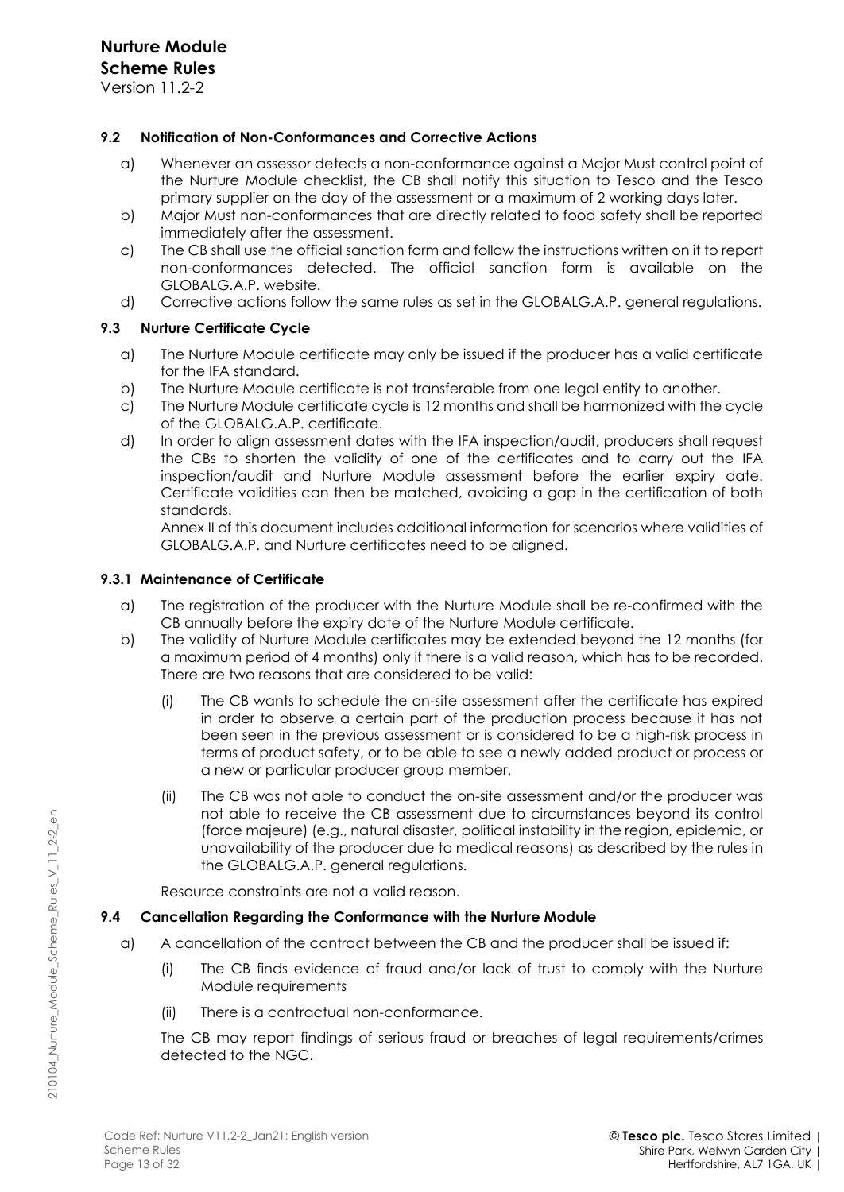### 9.2 Notification of Non-Conformances and Corrective Actions

a) Whenever an assessor detects a non-conformance against a Major Must control point of the Nurture Module checklist, the CB shall notify this situation to Tesco and the Tesco primary supplier on the day of the assessment or a maximum of 2 working days later.

b) Major Must non-conformances that are directly related to food safety shall be reported immediately after the assessment.

c) The CB shall use the official sanction form and follow the instructions written on it to report non-conformances detected. The official sanction form is available on the GLOBALG.A.P. website.

d) Corrective actions follow the same rules as set in the GLOBALG.A.P. general regulations.

### 9.3 Nurture Certificate Cycle

a) The Nurture Module certificate may only be issued if the producer has a valid certificate for the IFA standard.

b) The Nurture Module certificate is not transferable from one legal entity to another.

c) The Nurture Module certificate cycle is 12 months and shall be harmonized with the cycle of the GLOBALG.A.P. certificate.

d) In order to align assessment dates with the IFA inspection/audit, producers shall request the CBs to shorten the validity of one of the certificates and to carry out the IFA inspection/audit and Nurture Module assessment before the earlier expiry date. Certificate validities can then be matched, avoiding a gap in the certification of both standards.

   Annex II of this document includes additional information for scenarios where validities of GLOBALG.A.P. and Nurture certificates need to be aligned.

#### 9.3.1 Maintenance of Certificate

a) The registration of the producer with the Nurture Module shall be re-confirmed with the CB annually before the expiry date of the Nurture Module certificate.

b) The validity of Nurture Module certificates may be extended beyond the 12 months (for a maximum period of 4 months) only if there is a valid reason, which has to be recorded. There are two reasons that are considered to be valid:

   (i) The CB wants to schedule the on-site assessment after the certificate has expired in order to observe a certain part of the production process because it has not been seen in the previous assessment or is considered to be a high-risk process in terms of product safety, or to be able to see a newly added product or process or a new or particular producer group member.

   (ii) The CB was not able to conduct the on-site assessment and/or the producer was not able to receive the CB assessment due to circumstances beyond its control (force majeure) (e.g., natural disaster, political instability in the region, epidemic, or unavailability of the producer due to medical reasons) as described by the rules in the GLOBALG.A.P. general regulations.

   Resource constraints are not a valid reason.

### 9.4 Cancellation Regarding the Conformance with the Nurture Module

a) A cancellation of the contract between the CB and the producer shall be issued if:

   (i) The CB finds evidence of fraud and/or lack of trust to comply with the Nurture Module requirements

   (ii) There is a contractual non-conformance.

   The CB may report findings of serious fraud or breaches of legal requirements/crimes detected to the NGC.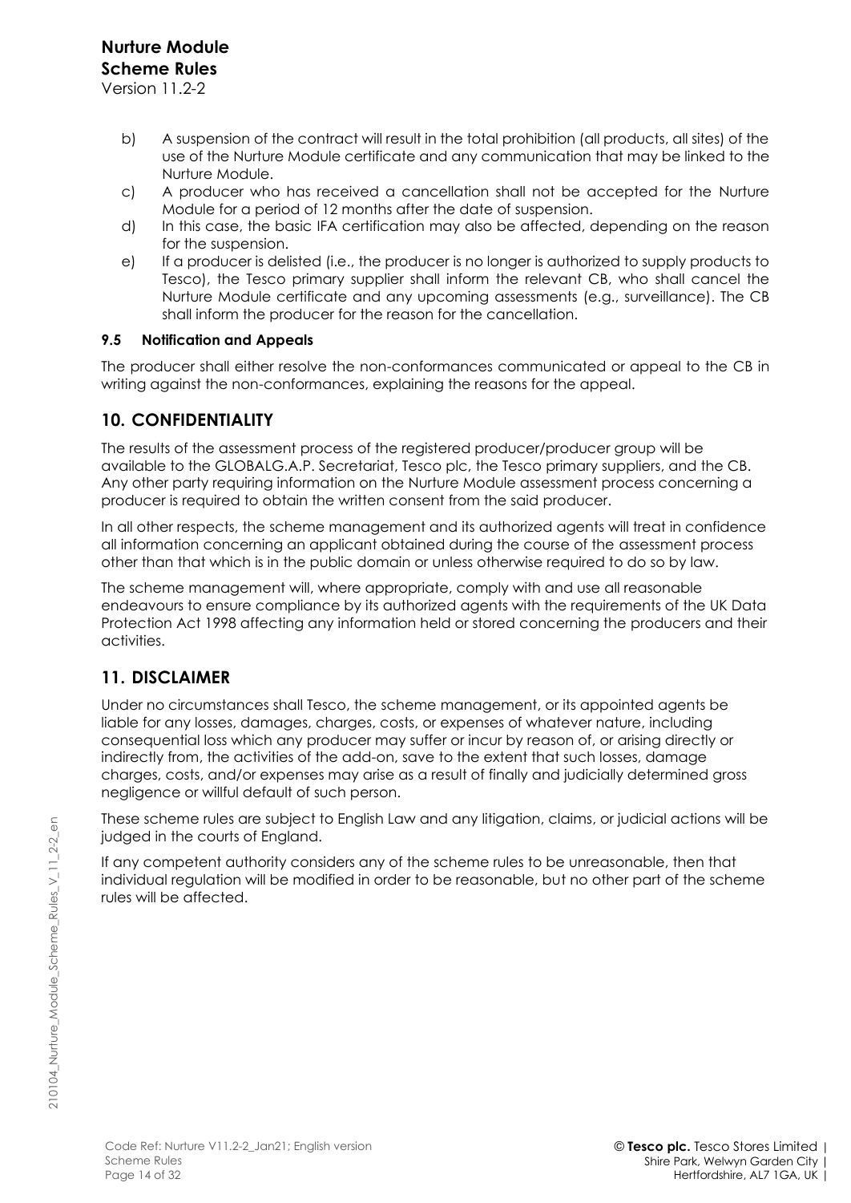b) A suspension of the contract will result in the total prohibition (all products, all sites) of the use of the Nurture Module certificate and any communication that may be linked to the Nurture Module.

c) A producer who has received a cancellation shall not be accepted for the Nurture Module for a period of 12 months after the date of suspension.

d) In this case, the basic IFA certification may also be affected, depending on the reason for the suspension.

e) If a producer is delisted (i.e., the producer is no longer is authorized to supply products to Tesco), the Tesco primary supplier shall inform the relevant CB, who shall cancel the Nurture Module certificate and any upcoming assessments (e.g., surveillance). The CB shall inform the producer for the reason for the cancellation.

### 9.5 Notification and Appeals

The producer shall either resolve the non-conformances communicated or appeal to the CB in writing against the non-conformances, explaining the reasons for the appeal.

## 10. CONFIDENTIALITY

The results of the assessment process of the registered producer/producer group will be available to the GLOBALG.A.P. Secretariat, Tesco plc, the Tesco primary suppliers, and the CB. Any other party requiring information on the Nurture Module assessment process concerning a producer is required to obtain the written consent from the said producer.

In all other respects, the scheme management and its authorized agents will treat in confidence all information concerning an applicant obtained during the course of the assessment process other than that which is in the public domain or unless otherwise required to do so by law.

The scheme management will, where appropriate, comply with and use all reasonable endeavours to ensure compliance by its authorized agents with the requirements of the UK Data Protection Act 1998 affecting any information held or stored concerning the producers and their activities.

## 11. DISCLAIMER

Under no circumstances shall Tesco, the scheme management, or its appointed agents be liable for any losses, damages, charges, costs, or expenses of whatever nature, including consequential loss which any producer may suffer or incur by reason of, or arising directly or indirectly from, the activities of the add-on, save to the extent that such losses, damage charges, costs, and/or expenses may arise as a result of finally and judicially determined gross negligence or willful default of such person.

These scheme rules are subject to English Law and any litigation, claims, or judicial actions will be judged in the courts of England.

If any competent authority considers any of the scheme rules to be unreasonable, then that individual regulation will be modified in order to be reasonable, but no other part of the scheme rules will be affected.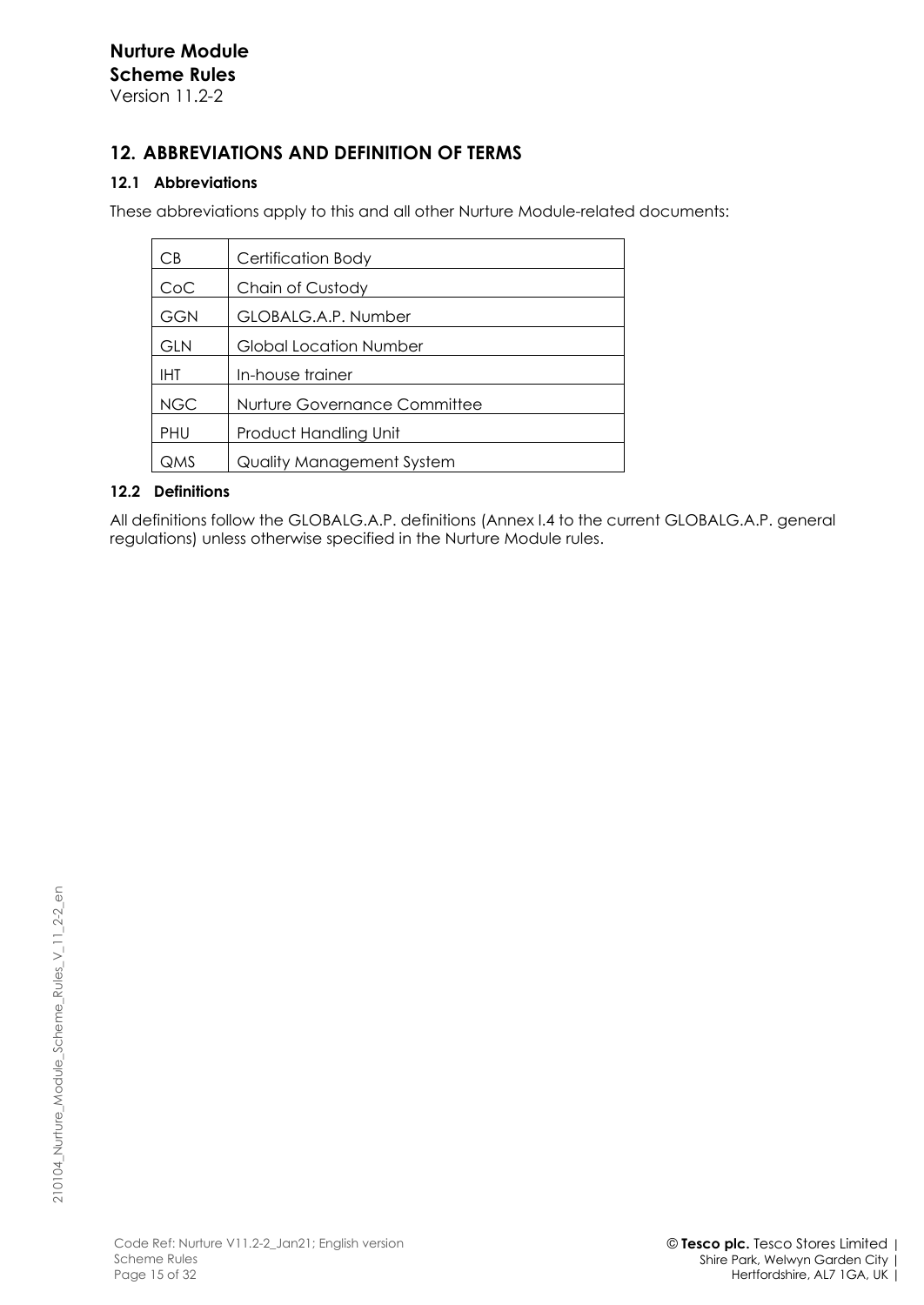## 12. ABBREVIATIONS AND DEFINITION OF TERMS

### 12.1 Abbreviations

These abbreviations apply to this and all other Nurture Module-related documents:

| | |
|---|---|
| CB | Certification Body |
| CoC | Chain of Custody |
| GGN | GLOBALG.A.P. Number |
| GLN | Global Location Number |
| IHT | In-house trainer |
| NGC | Nurture Governance Committee |
| PHU | Product Handling Unit |
| QMS | Quality Management System |

### 12.2 Definitions

All definitions follow the GLOBALG.A.P. definitions (Annex I.4 to the current GLOBALG.A.P. general regulations) unless otherwise specified in the Nurture Module rules.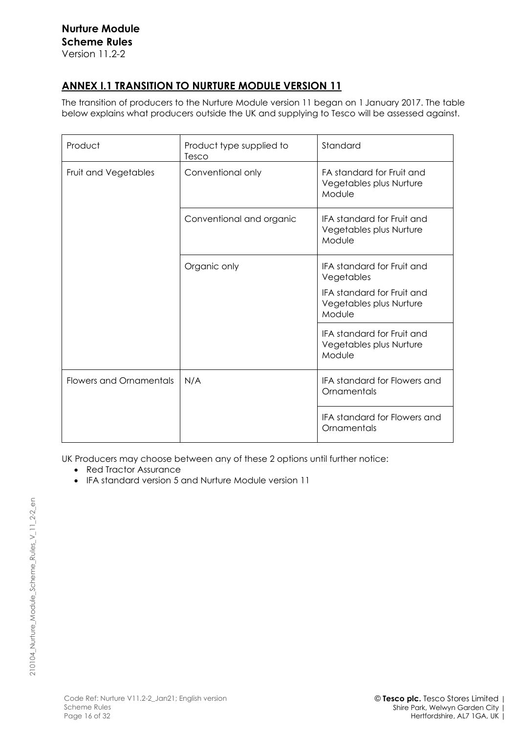**Nurture Module**
**Scheme Rules**
Version 11.2-2

## ANNEX I.1 TRANSITION TO NURTURE MODULE VERSION 11

The transition of producers to the Nurture Module version 11 began on 1 January 2017. The table below explains what producers outside the UK and supplying to Tesco will be assessed against.

| Product | Product type supplied to Tesco | Standard |
|---|---|---|
| Fruit and Vegetables | Conventional only | FA standard for Fruit and Vegetables plus Nurture Module |
| | Conventional and organic | IFA standard for Fruit and Vegetables plus Nurture Module |
| | Organic only | IFA standard for Fruit and Vegetables<br>IFA standard for Fruit and Vegetables plus Nurture Module |
| | | IFA standard for Fruit and Vegetables plus Nurture Module |
| Flowers and Ornamentals | N/A | IFA standard for Flowers and Ornamentals |
| | | IFA standard for Flowers and Ornamentals |

UK Producers may choose between any of these 2 options until further notice:

- Red Tractor Assurance
- IFA standard version 5 and Nurture Module version 11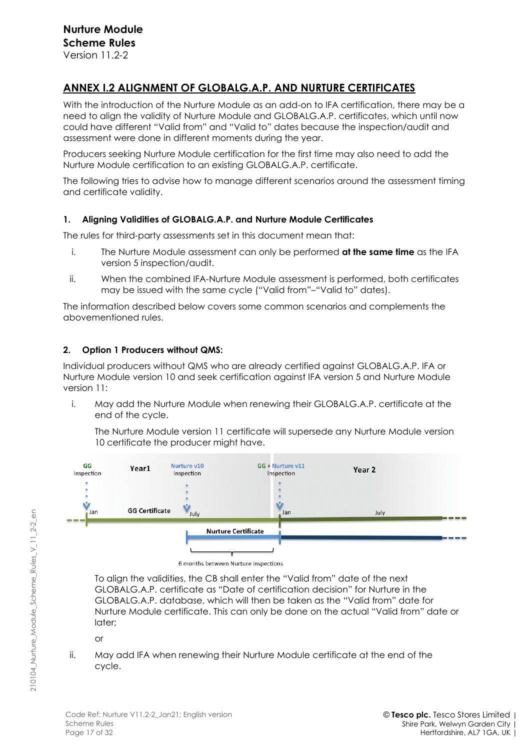## ANNEX I.2 ALIGNMENT OF GLOBALG.A.P. AND NURTURE CERTIFICATES

With the introduction of the Nurture Module as an add-on to IFA certification, there may be a need to align the validity of Nurture Module and GLOBALG.A.P. certificates, which until now could have different "Valid from" and "Valid to" dates because the inspection/audit and assessment were done in different moments during the year.

Producers seeking Nurture Module certification for the first time may also need to add the Nurture Module certification to an existing GLOBALG.A.P. certificate.

The following tries to advise how to manage different scenarios around the assessment timing and certificate validity.

### 1. Aligning Validities of GLOBALG.A.P. and Nurture Module Certificates

The rules for third-party assessments set in this document mean that:

i. The Nurture Module assessment can only be performed **at the same time** as the IFA version 5 inspection/audit.

ii. When the combined IFA-Nurture Module assessment is performed, both certificates may be issued with the same cycle ("Valid from"–"Valid to" dates).

The information described below covers some common scenarios and complements the abovementioned rules.

### 2. Option 1 Producers without QMS:

Individual producers without QMS who are already certified against GLOBALG.A.P. IFA or Nurture Module version 10 and seek certification against IFA version 5 and Nurture Module version 11:

i. May add the Nurture Module when renewing their GLOBALG.A.P. certificate at the end of the cycle.

   The Nurture Module version 11 certificate will supersede any Nurture Module version 10 certificate the producer might have.

   GG Inspection | Year1 | Nurture v10 Inspection | GG + Nurture v11 Inspection | Year 2
   Jan | GG Certificate | July | Jan | July
   Nurture Certificate
   6 months between Nurture inspections

   To align the validities, the CB shall enter the "Valid from" date of the next GLOBALG.A.P. certificate as "Date of certification decision" for Nurture in the GLOBALG.A.P. database, which will then be taken as the "Valid from" date for Nurture Module certificate. This can only be done on the actual "Valid from" date or later;

   or

ii. May add IFA when renewing their Nurture Module certificate at the end of the cycle.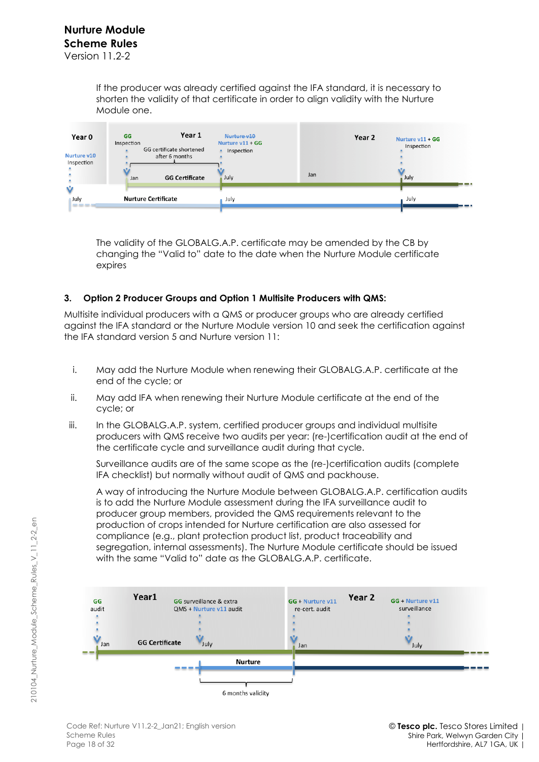If the producer was already certified against the IFA standard, it is necessary to shorten the validity of that certificate in order to align validity with the Nurture Module one.

The validity of the GLOBALG.A.P. certificate may be amended by the CB by changing the "Valid to" date to the date when the Nurture Module certificate expires

### 3. Option 2 Producer Groups and Option 1 Multisite Producers with QMS:

Multisite individual producers with a QMS or producer groups who are already certified against the IFA standard or the Nurture Module version 10 and seek the certification against the IFA standard version 5 and Nurture version 11:

i. May add the Nurture Module when renewing their GLOBALG.A.P. certificate at the end of the cycle; or

ii. May add IFA when renewing their Nurture Module certificate at the end of the cycle; or

iii. In the GLOBALG.A.P. system, certified producer groups and individual multisite producers with QMS receive two audits per year: (re-)certification audit at the end of the certificate cycle and surveillance audit during that cycle.

   Surveillance audits are of the same scope as the (re-)certification audits (complete IFA checklist) but normally without audit of QMS and packhouse.

   A way of introducing the Nurture Module between GLOBALG.A.P. certification audits is to add the Nurture Module assessment during the IFA surveillance audit to producer group members, provided the QMS requirements relevant to the production of crops intended for Nurture certification are also assessed for compliance (e.g., plant protection product list, product traceability and segregation, internal assessments). The Nurture Module certificate should be issued with the same "Valid to" date as the GLOBALG.A.P. certificate.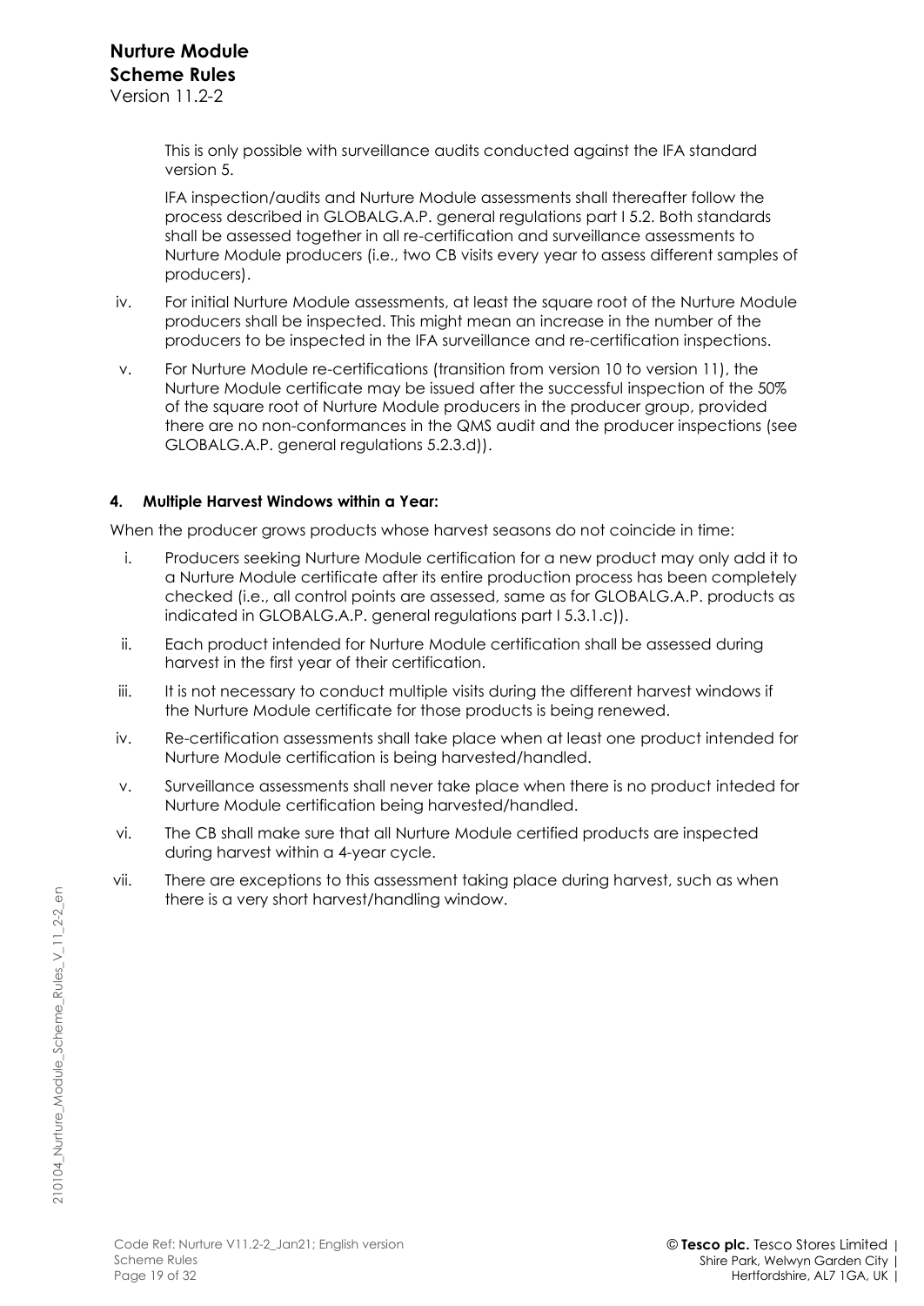This is only possible with surveillance audits conducted against the IFA standard version 5.

IFA inspection/audits and Nurture Module assessments shall thereafter follow the process described in GLOBALG.A.P. general regulations part I 5.2. Both standards shall be assessed together in all re-certification and surveillance assessments to Nurture Module producers (i.e., two CB visits every year to assess different samples of producers).

iv. For initial Nurture Module assessments, at least the square root of the Nurture Module producers shall be inspected. This might mean an increase in the number of the producers to be inspected in the IFA surveillance and re-certification inspections.

v. For Nurture Module re-certifications (transition from version 10 to version 11), the Nurture Module certificate may be issued after the successful inspection of the 50% of the square root of Nurture Module producers in the producer group, provided there are no non-conformances in the QMS audit and the producer inspections (see GLOBALG.A.P. general regulations 5.2.3.d)).

#### 4. Multiple Harvest Windows within a Year:

When the producer grows products whose harvest seasons do not coincide in time:

i. Producers seeking Nurture Module certification for a new product may only add it to a Nurture Module certificate after its entire production process has been completely checked (i.e., all control points are assessed, same as for GLOBALG.A.P. products as indicated in GLOBALG.A.P. general regulations part I 5.3.1.c)).

ii. Each product intended for Nurture Module certification shall be assessed during harvest in the first year of their certification.

iii. It is not necessary to conduct multiple visits during the different harvest windows if the Nurture Module certificate for those products is being renewed.

iv. Re-certification assessments shall take place when at least one product intended for Nurture Module certification is being harvested/handled.

v. Surveillance assessments shall never take place when there is no product inteded for Nurture Module certification being harvested/handled.

vi. The CB shall make sure that all Nurture Module certified products are inspected during harvest within a 4-year cycle.

vii. There are exceptions to this assessment taking place during harvest, such as when there is a very short harvest/handling window.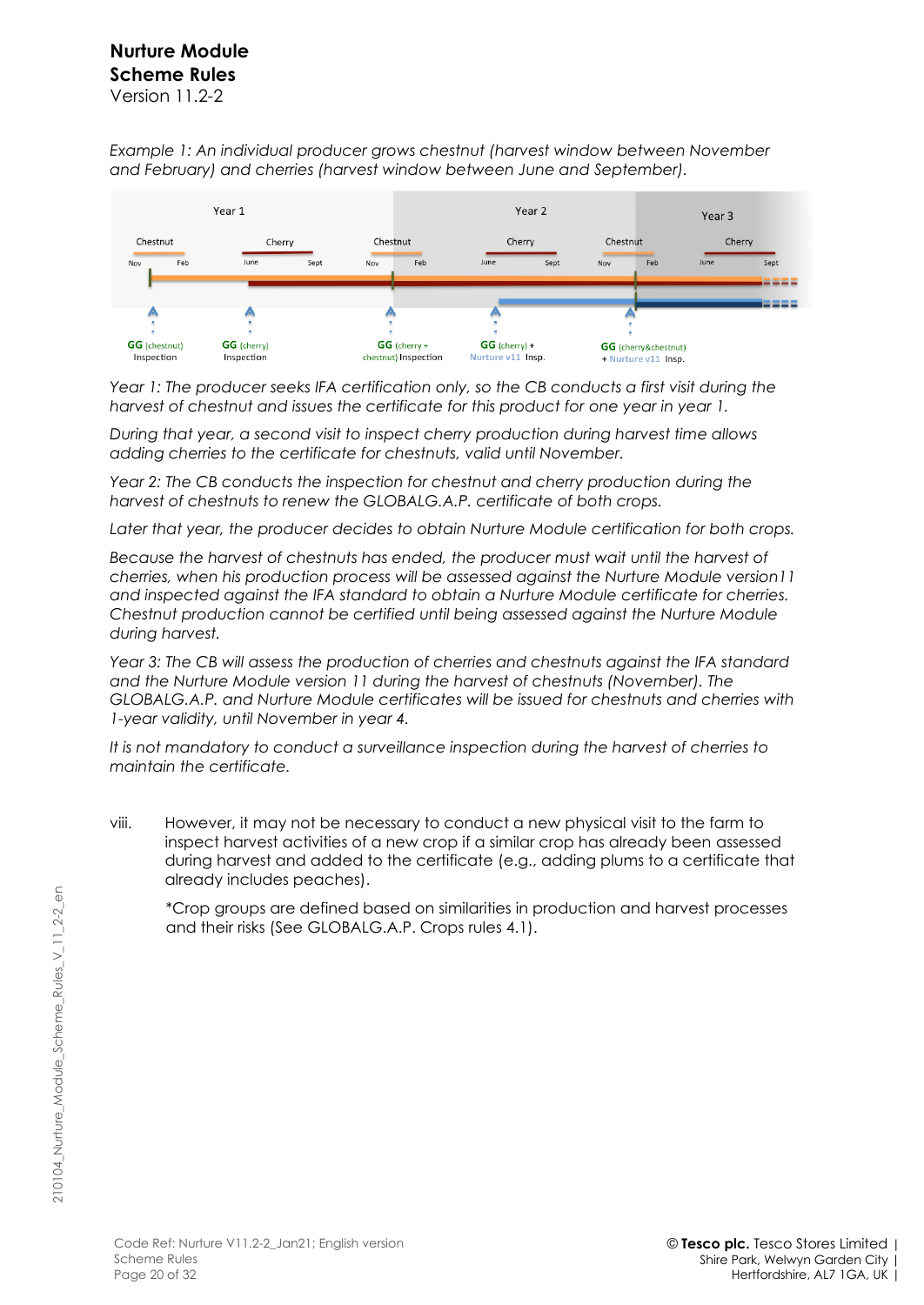Example 1: An individual producer grows chestnut (harvest window between November and February) and cherries (harvest window between June and September).

Year 1 | Year 2 | Year 3

Chestnut (Nov–Feb) | Cherry (June–Sept) | Chestnut (Nov–Feb) | Cherry (June–Sept) | Chestnut (Nov–Feb) | Cherry (June–Sept)

GG (chestnut) Inspection | GG (cherry) Inspection | GG (cherry + chestnut) Inspection | GG (cherry) + Nurture v11 Insp. | GG (cherry&chestnut) + Nurture v11 Insp.

*Year 1: The producer seeks IFA certification only, so the CB conducts a first visit during the harvest of chestnut and issues the certificate for this product for one year in year 1.*

*During that year, a second visit to inspect cherry production during harvest time allows adding cherries to the certificate for chestnuts, valid until November.*

*Year 2: The CB conducts the inspection for chestnut and cherry production during the harvest of chestnuts to renew the GLOBALG.A.P. certificate of both crops.*

*Later that year, the producer decides to obtain Nurture Module certification for both crops.*

*Because the harvest of chestnuts has ended, the producer must wait until the harvest of cherries, when his production process will be assessed against the Nurture Module version11 and inspected against the IFA standard to obtain a Nurture Module certificate for cherries. Chestnut production cannot be certified until being assessed against the Nurture Module during harvest.*

*Year 3: The CB will assess the production of cherries and chestnuts against the IFA standard and the Nurture Module version 11 during the harvest of chestnuts (November). The GLOBALG.A.P. and Nurture Module certificates will be issued for chestnuts and cherries with 1-year validity, until November in year 4.*

*It is not mandatory to conduct a surveillance inspection during the harvest of cherries to maintain the certificate.*

viii. However, it may not be necessary to conduct a new physical visit to the farm to inspect harvest activities of a new crop if a similar crop has already been assessed during harvest and added to the certificate (e.g., adding plums to a certificate that already includes peaches).

*Crop groups are defined based on similarities in production and harvest processes and their risks (See GLOBALG.A.P. Crops rules 4.1).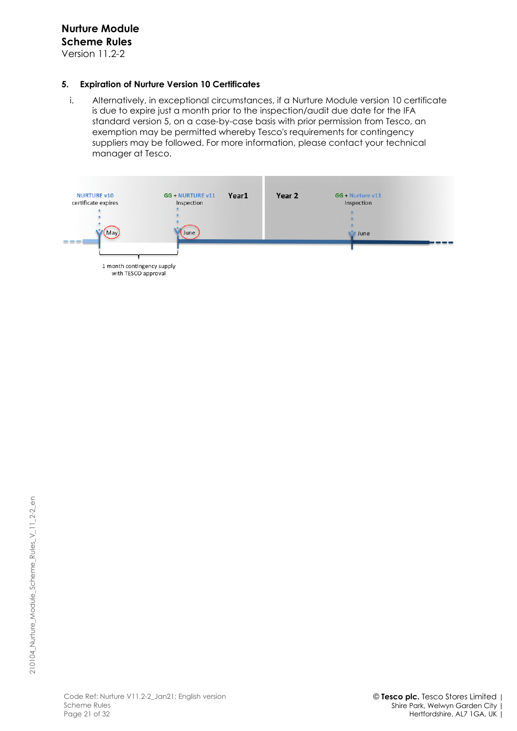## 5. Expiration of Nurture Version 10 Certificates

i. Alternatively, in exceptional circumstances, if a Nurture Module version 10 certificate is due to expire just a month prior to the inspection/audit due date for the IFA standard version 5, on a case-by-case basis with prior permission from Tesco, an exemption may be permitted whereby Tesco's requirements for contingency suppliers may be followed. For more information, please contact your technical manager at Tesco.

NURTURE v10 certificate expires — May

GG + NURTURE v11 Inspection — June

Year1

Year 2

GG + Nurture v11 Inspection — June

1 month contingency supply with TESCO approval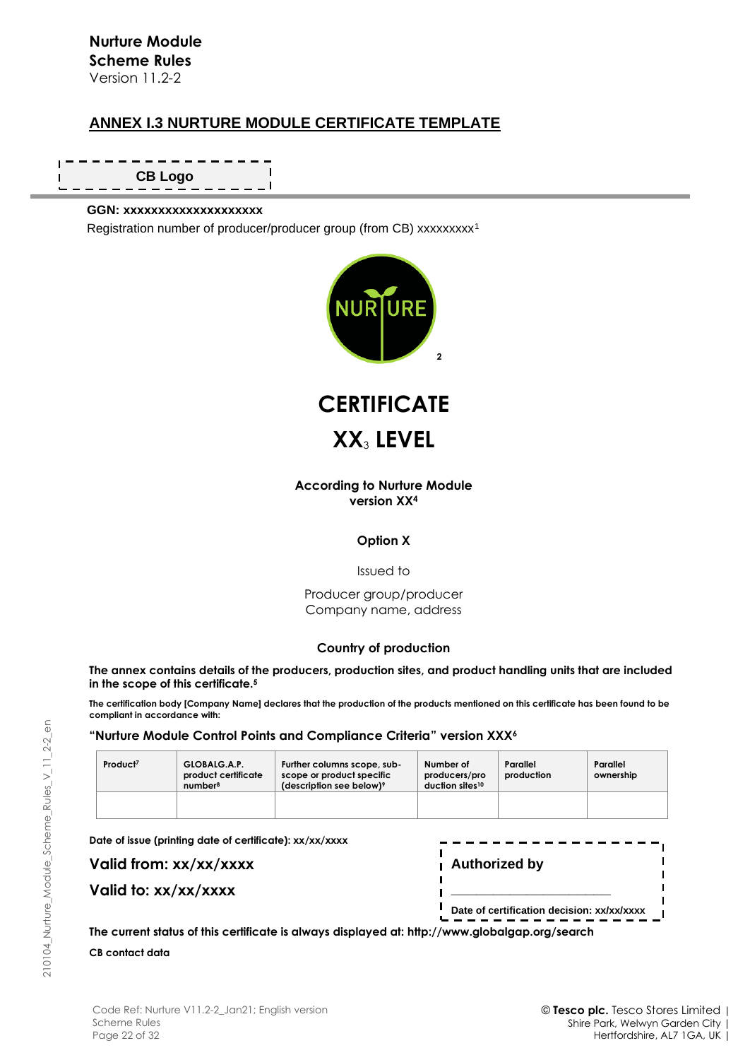## ANNEX I.3 NURTURE MODULE CERTIFICATE TEMPLATE

CB Logo

**GGN: xxxxxxxxxxxxxxxxxxxx**

Registration number of producer/producer group (from CB) xxxxxxxxx[1]

NURTURE [2]

# CERTIFICATE

# XX[3] LEVEL

**According to Nurture Module version XX[4]**

**Option X**

Issued to

Producer group/producer
Company name, address

**Country of production**

**The annex contains details of the producers, production sites, and product handling units that are included in the scope of this certificate.[5]**

**The certification body [Company Name] declares that the production of the products mentioned on this certificate has been found to be compliant in accordance with:**

**"Nurture Module Control Points and Compliance Criteria" version XXX[6]**

| Product[7] | GLOBALG.A.P. product certificate number[8] | Further columns scope, sub-scope or product specific (description see below)[9] | Number of producers/production sites[10] | Parallel production | Parallel ownership |
|---|---|---|---|---|---|
| | | | | | |

**Date of issue (printing date of certificate): xx/xx/xxxx**

**Valid from: xx/xx/xxxx**

**Valid to: xx/xx/xxxx**

**Authorized by**

\_\_\_\_\_\_\_\_\_\_\_\_\_\_\_\_\_\_\_\_\_\_\_\_

**Date of certification decision: xx/xx/xxxx**

**The current status of this certificate is always displayed at: http://www.globalgap.org/search**

**CB contact data**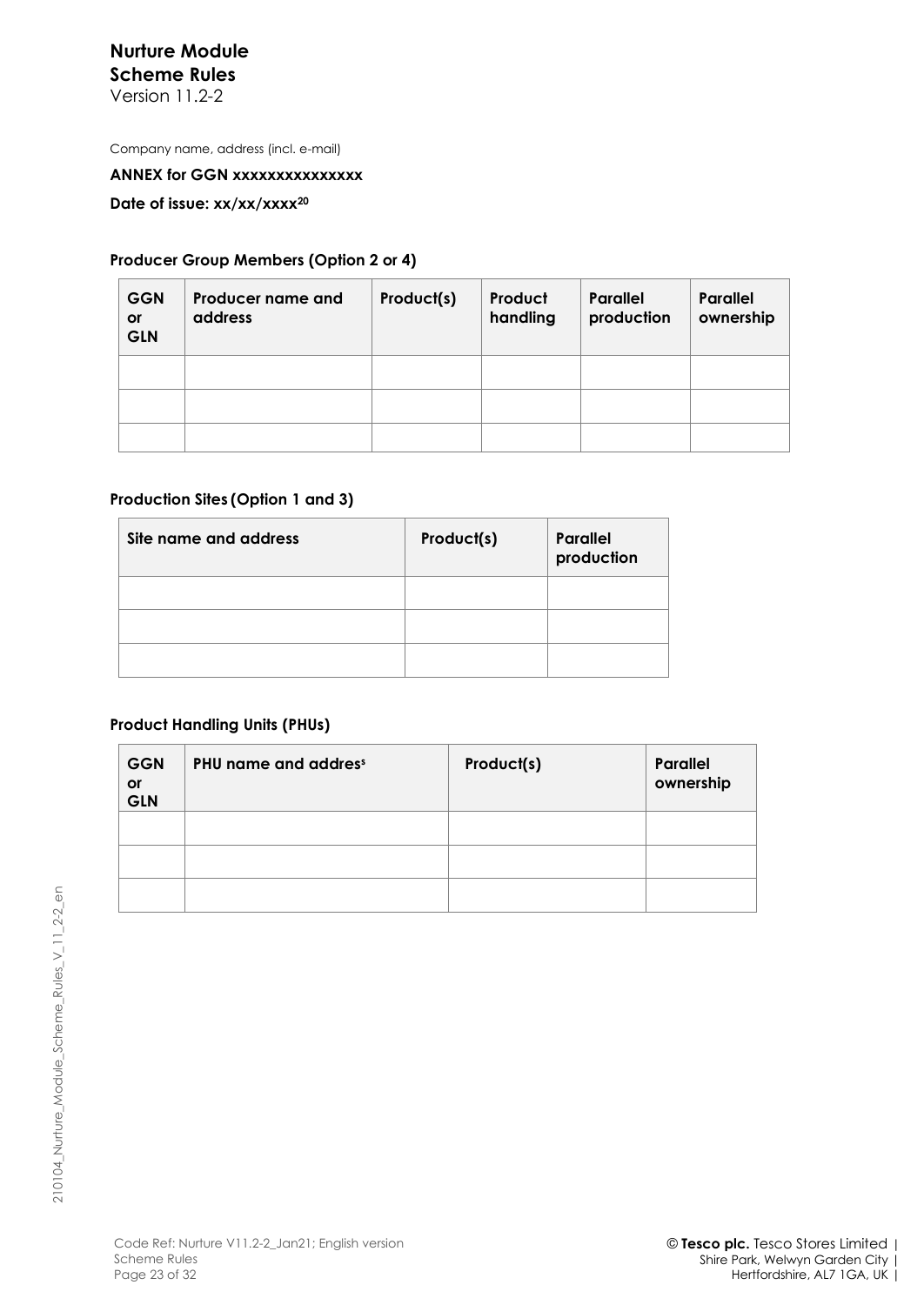Company name, address (incl. e-mail)

**ANNEX for GGN xxxxxxxxxxxxxxx**

**Date of issue: xx/xx/xxxx[20]**

**Producer Group Members (Option 2 or 4)**

| GGN or GLN | Producer name and address | Product(s) | Product handling | Parallel production | Parallel ownership |
|---|---|---|---|---|---|
| | | | | | |
| | | | | | |
| | | | | | |

**Production Sites (Option 1 and 3)**

| Site name and address | Product(s) | Parallel production |
|---|---|---|
| | | |
| | | |
| | | |

**Product Handling Units (PHUs)**

| GGN or GLN | PHU name and address | Product(s) | Parallel ownership |
|---|---|---|---|
| | | | |
| | | | |
| | | | |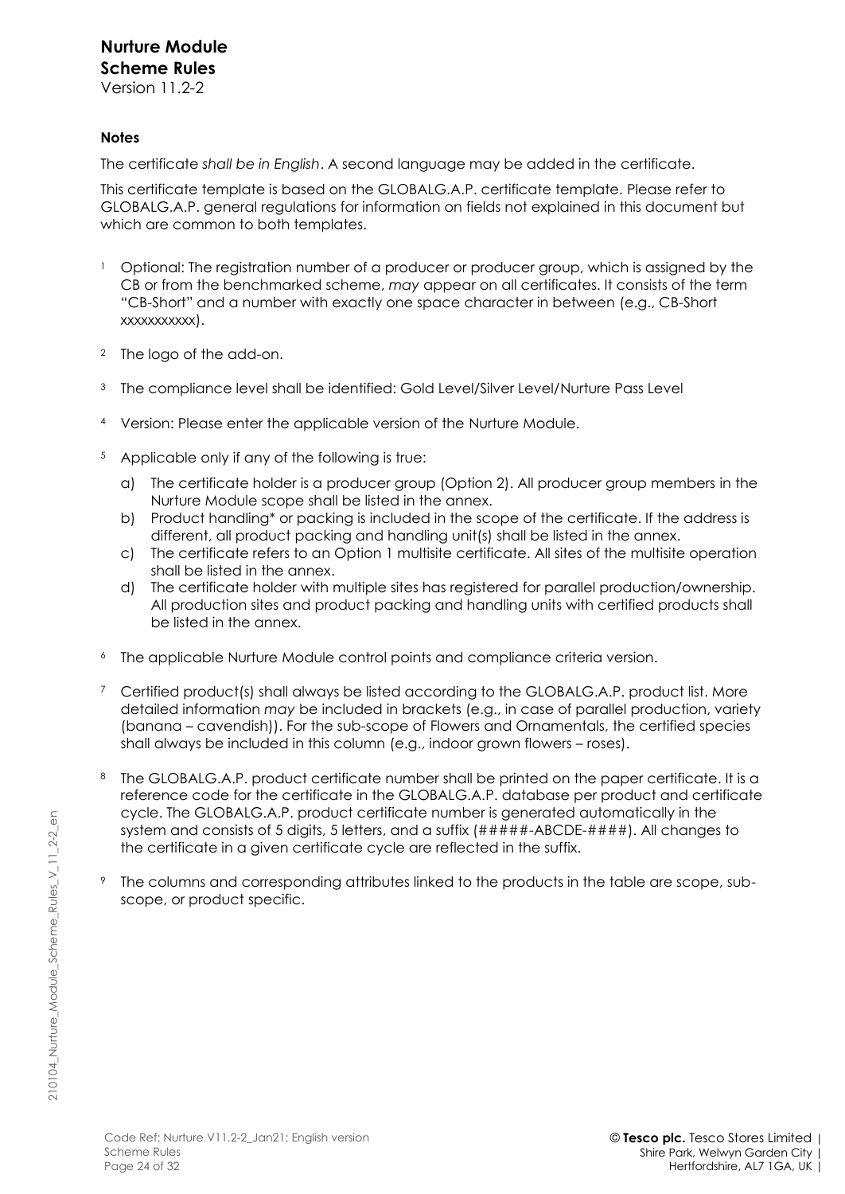**Notes**

The certificate *shall be in English*. A second language may be added in the certificate.

This certificate template is based on the GLOBALG.A.P. certificate template. Please refer to GLOBALG.A.P. general regulations for information on fields not explained in this document but which are common to both templates.

[1] Optional: The registration number of a producer or producer group, which is assigned by the CB or from the benchmarked scheme, *may* appear on all certificates. It consists of the term "CB-Short" and a number with exactly one space character in between (e.g., CB-Short xxxxxxxxxxx).

[2] The logo of the add-on.

[3] The compliance level shall be identified: Gold Level/Silver Level/Nurture Pass Level

[4] Version: Please enter the applicable version of the Nurture Module.

[5] Applicable only if any of the following is true:

a) The certificate holder is a producer group (Option 2). All producer group members in the Nurture Module scope shall be listed in the annex.
b) Product handling* or packing is included in the scope of the certificate. If the address is different, all product packing and handling unit(s) shall be listed in the annex.
c) The certificate refers to an Option 1 multisite certificate. All sites of the multisite operation shall be listed in the annex.
d) The certificate holder with multiple sites has registered for parallel production/ownership. All production sites and product packing and handling units with certified products shall be listed in the annex.

[6] The applicable Nurture Module control points and compliance criteria version.

[7] Certified product(s) shall always be listed according to the GLOBALG.A.P. product list. More detailed information *may* be included in brackets (e.g., in case of parallel production, variety (banana – cavendish)). For the sub-scope of Flowers and Ornamentals, the certified species shall always be included in this column (e.g., indoor grown flowers – roses).

[8] The GLOBALG.A.P. product certificate number shall be printed on the paper certificate. It is a reference code for the certificate in the GLOBALG.A.P. database per product and certificate cycle. The GLOBALG.A.P. product certificate number is generated automatically in the system and consists of 5 digits, 5 letters, and a suffix (#####-ABCDE-####). All changes to the certificate in a given certificate cycle are reflected in the suffix.

[9] The columns and corresponding attributes linked to the products in the table are scope, sub-scope, or product specific.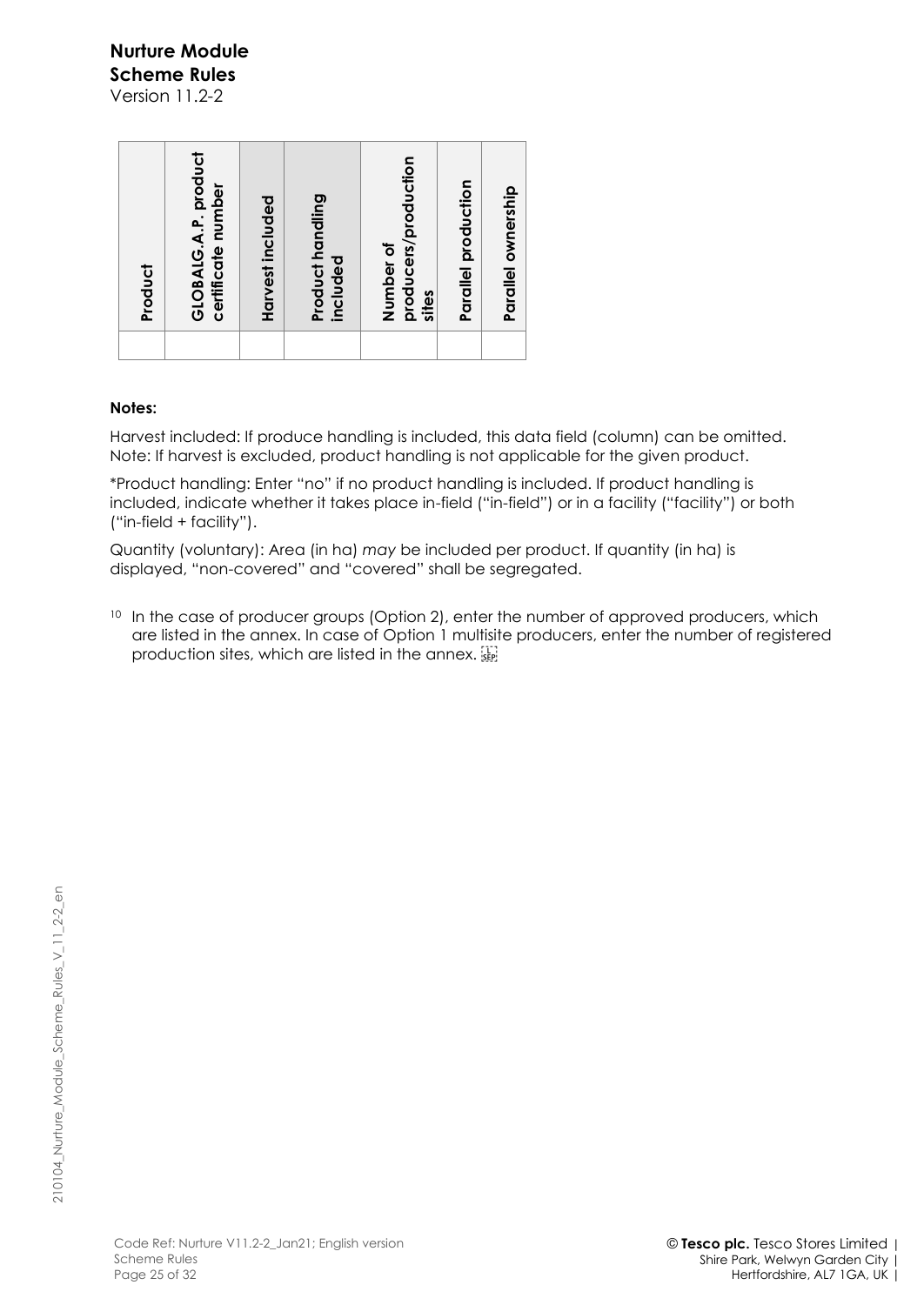| Product | GLOBALG.A.P. product certificate number | Harvest included | Product handling included | Number of producers/production sites | Parallel production | Parallel ownership |
|---|---|---|---|---|---|---|
| | | | | | | |

**Notes:**

Harvest included: If produce handling is included, this data field (column) can be omitted. Note: If harvest is excluded, product handling is not applicable for the given product.

*Product handling: Enter "no" if no product handling is included. If product handling is included, indicate whether it takes place in-field ("in-field") or in a facility ("facility") or both ("in-field + facility").

Quantity (voluntary): Area (in ha) *may* be included per product. If quantity (in ha) is displayed, "non-covered" and "covered" shall be segregated.

[10] In the case of producer groups (Option 2), enter the number of approved producers, which are listed in the annex. In case of Option 1 multisite producers, enter the number of registered production sites, which are listed in the annex.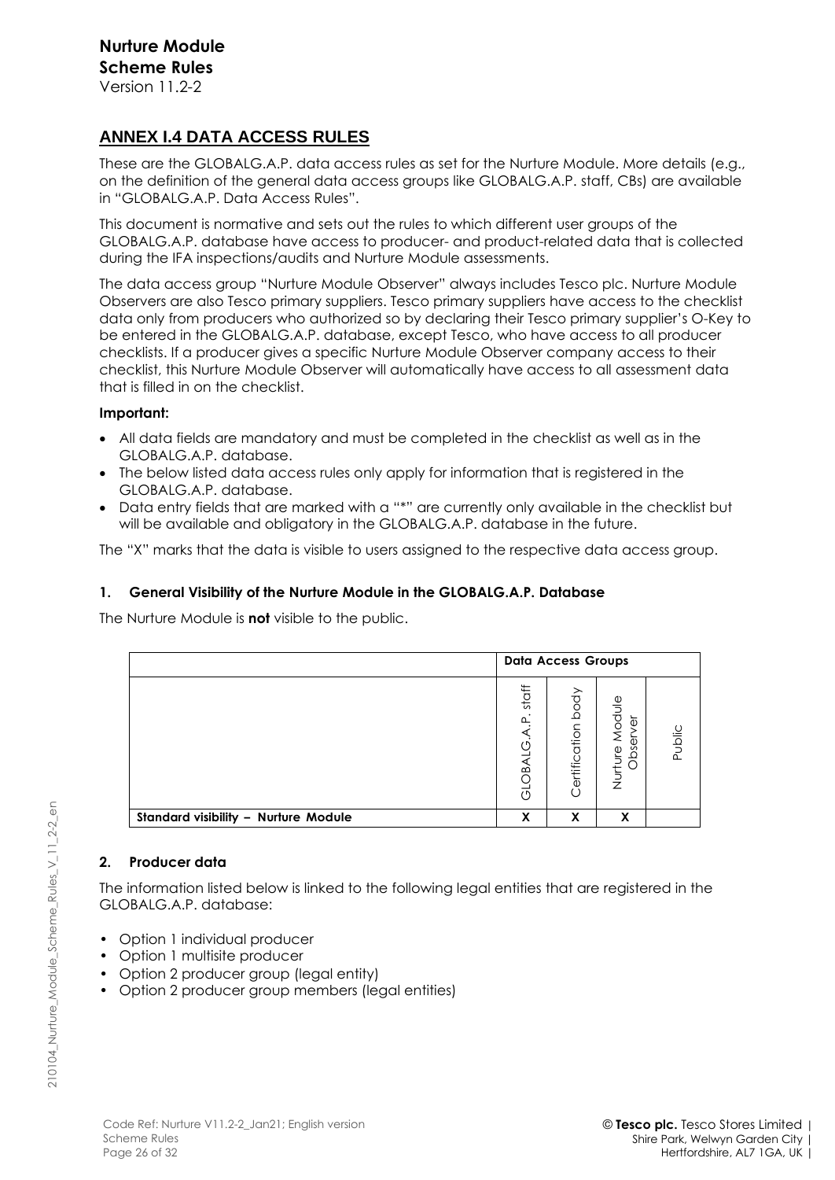## ANNEX I.4 DATA ACCESS RULES

These are the GLOBALG.A.P. data access rules as set for the Nurture Module. More details (e.g., on the definition of the general data access groups like GLOBALG.A.P. staff, CBs) are available in "GLOBALG.A.P. Data Access Rules".

This document is normative and sets out the rules to which different user groups of the GLOBALG.A.P. database have access to producer- and product-related data that is collected during the IFA inspections/audits and Nurture Module assessments.

The data access group "Nurture Module Observer" always includes Tesco plc. Nurture Module Observers are also Tesco primary suppliers. Tesco primary suppliers have access to the checklist data only from producers who authorized so by declaring their Tesco primary supplier's O-Key to be entered in the GLOBALG.A.P. database, except Tesco, who have access to all producer checklists. If a producer gives a specific Nurture Module Observer company access to their checklist, this Nurture Module Observer will automatically have access to all assessment data that is filled in on the checklist.

**Important:**

- All data fields are mandatory and must be completed in the checklist as well as in the GLOBALG.A.P. database.
- The below listed data access rules only apply for information that is registered in the GLOBALG.A.P. database.
- Data entry fields that are marked with a "*" are currently only available in the checklist but will be available and obligatory in the GLOBALG.A.P. database in the future.

The "X" marks that the data is visible to users assigned to the respective data access group.

### 1. General Visibility of the Nurture Module in the GLOBALG.A.P. Database

The Nurture Module is **not** visible to the public.

| | Data Access Groups | | | |
|---|---|---|---|---|
| | GLOBALG.A.P. staff | Certification body | Nurture Module Observer | Public |
| **Standard visibility – Nurture Module** | X | X | X | |

### 2. Producer data

The information listed below is linked to the following legal entities that are registered in the GLOBALG.A.P. database:

- Option 1 individual producer
- Option 1 multisite producer
- Option 2 producer group (legal entity)
- Option 2 producer group members (legal entities)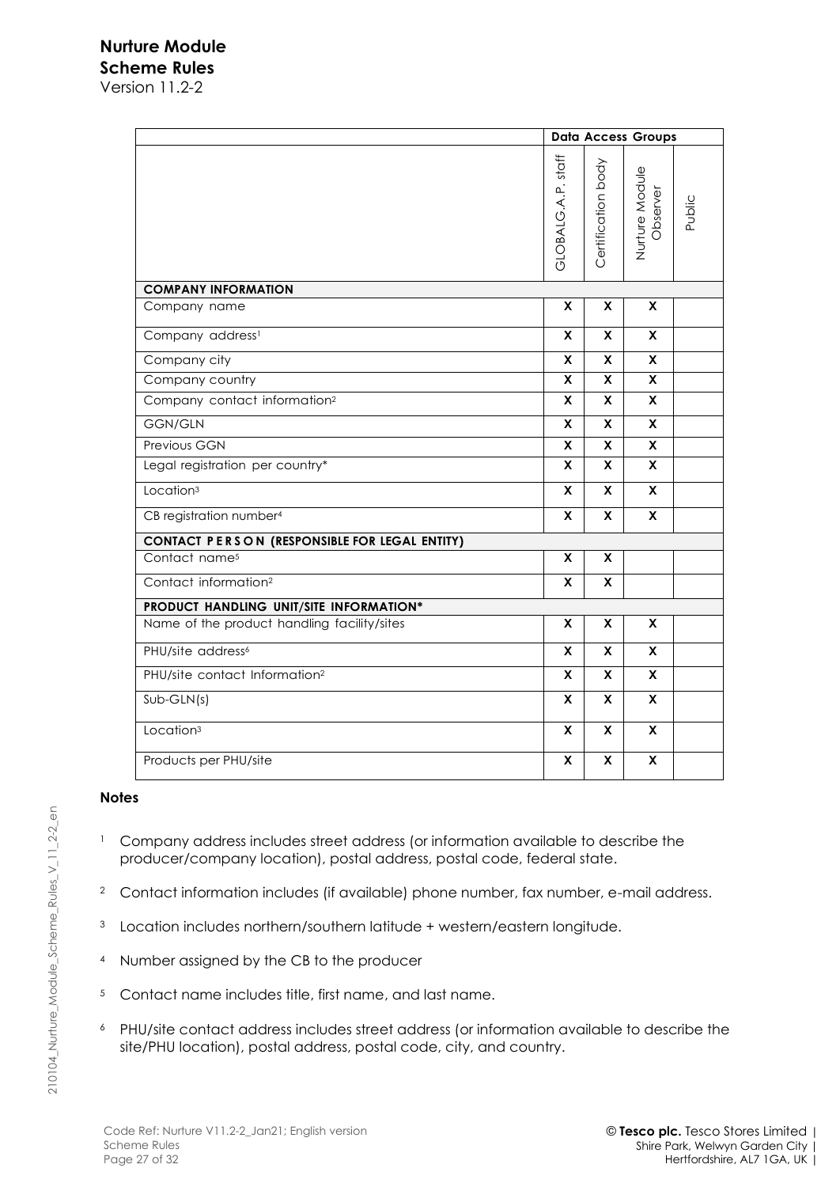|  | Data Access Groups | | | |
|---|---|---|---|---|
|  | GLOBALG.A.P. staff | Certification body | Nurture Module Observer | Public |
| **COMPANY INFORMATION** | | | | |
| Company name | X | X | X |  |
| Company address[1] | X | X | X |  |
| Company city | X | X | X |  |
| Company country | X | X | X |  |
| Company contact information[2] | X | X | X |  |
| GGN/GLN | X | X | X |  |
| Previous GGN | X | X | X |  |
| Legal registration per country* | X | X | X |  |
| Location[3] | X | X | X |  |
| CB registration number[4] | X | X | X |  |
| **CONTACT PERSON (RESPONSIBLE FOR LEGAL ENTITY)** | | | | |
| Contact name[5] | X | X |  |  |
| Contact information[2] | X | X |  |  |
| **PRODUCT HANDLING UNIT/SITE INFORMATION*** | | | | |
| Name of the product handling facility/sites | X | X | X |  |
| PHU/site address[6] | X | X | X |  |
| PHU/site contact Information[2] | X | X | X |  |
| Sub-GLN(s) | X | X | X |  |
| Location[3] | X | X | X |  |
| Products per PHU/site | X | X | X |  |

**Notes**

1. Company address includes street address (or information available to describe the producer/company location), postal address, postal code, federal state.
2. Contact information includes (if available) phone number, fax number, e-mail address.
3. Location includes northern/southern latitude + western/eastern longitude.
4. Number assigned by the CB to the producer
5. Contact name includes title, first name, and last name.
6. PHU/site contact address includes street address (or information available to describe the site/PHU location), postal address, postal code, city, and country.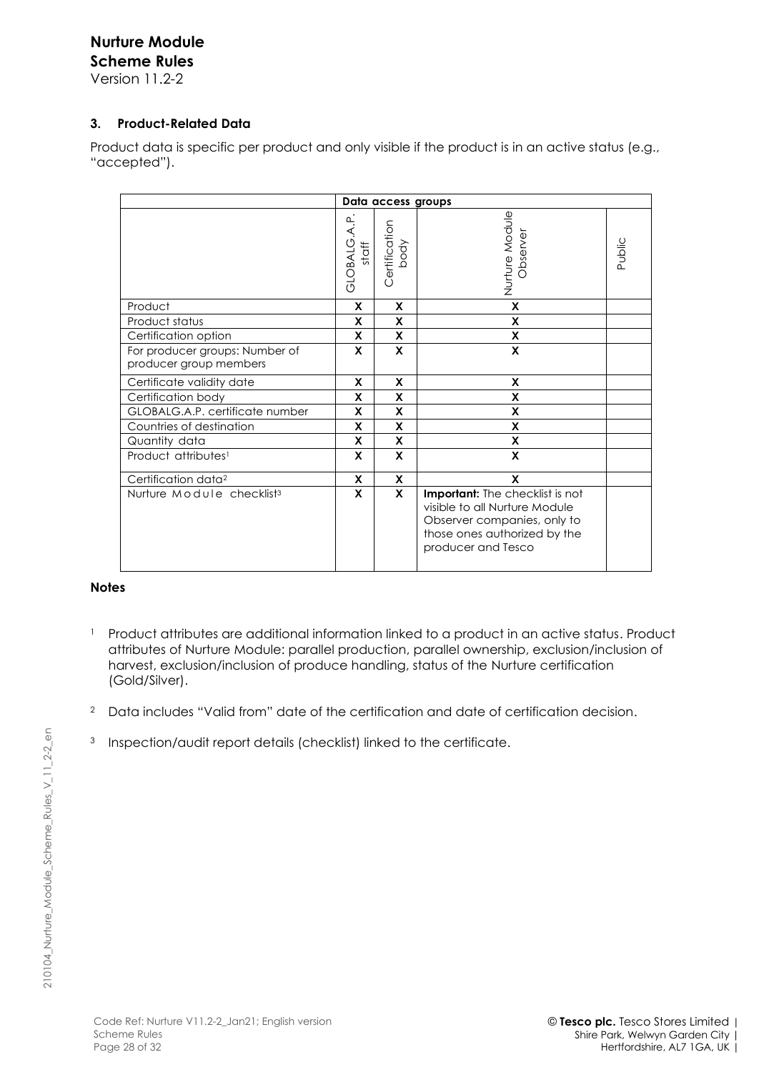### 3. Product-Related Data

Product data is specific per product and only visible if the product is in an active status (e.g., "accepted").

| | Data access groups | | | |
|---|---|---|---|---|
| | GLOBALG.A.P. staff | Certification body | Nurture Module Observer | Public |
| Product | X | X | X | |
| Product status | X | X | X | |
| Certification option | X | X | X | |
| For producer groups: Number of producer group members | X | X | X | |
| Certificate validity date | X | X | X | |
| Certification body | X | X | X | |
| GLOBALG.A.P. certificate number | X | X | X | |
| Countries of destination | X | X | X | |
| Quantity data | X | X | X | |
| Product attributes[1] | X | X | X | |
| Certification data[2] | X | X | X | |
| Nurture Module checklist[3] | X | X | **Important:** The checklist is not visible to all Nurture Module Observer companies, only to those ones authorized by the producer and Tesco | |

**Notes**

[1] Product attributes are additional information linked to a product in an active status. Product attributes of Nurture Module: parallel production, parallel ownership, exclusion/inclusion of harvest, exclusion/inclusion of produce handling, status of the Nurture certification (Gold/Silver).

[2] Data includes "Valid from" date of the certification and date of certification decision.

[3] Inspection/audit report details (checklist) linked to the certificate.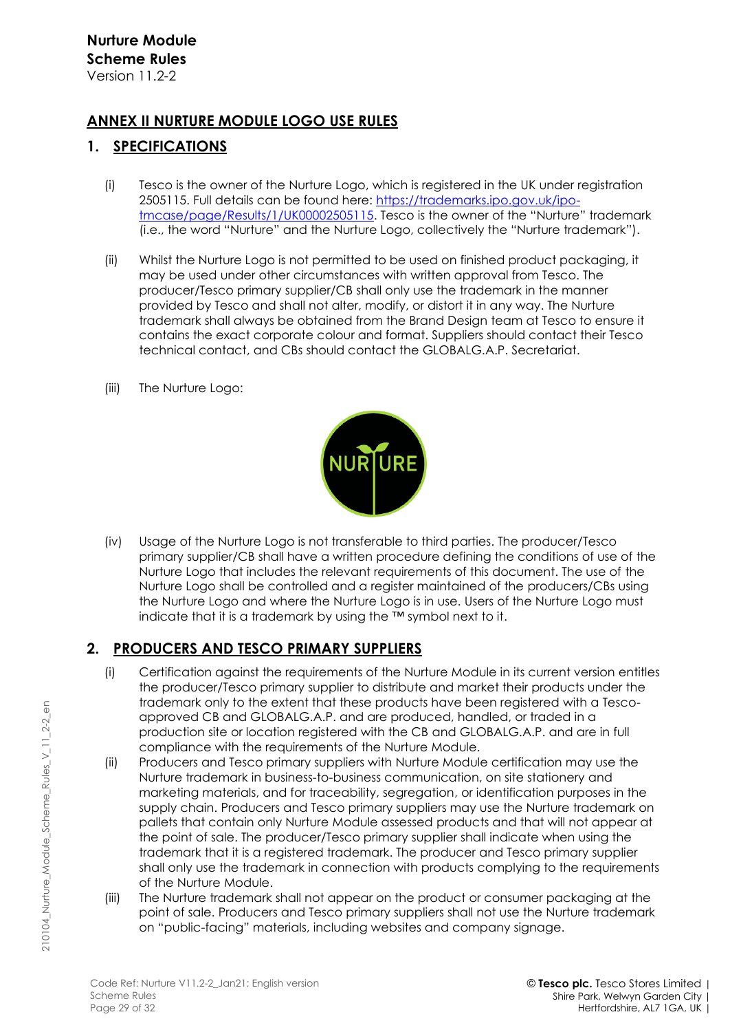## ANNEX II NURTURE MODULE LOGO USE RULES

### 1. SPECIFICATIONS

(i) Tesco is the owner of the Nurture Logo, which is registered in the UK under registration 2505115. Full details can be found here: [https://trademarks.ipo.gov.uk/ipo-tmcase/page/Results/1/UK00002505115](https://trademarks.ipo.gov.uk/ipo-tmcase/page/Results/1/UK00002505115). Tesco is the owner of the "Nurture" trademark (i.e., the word "Nurture" and the Nurture Logo, collectively the "Nurture trademark").

(ii) Whilst the Nurture Logo is not permitted to be used on finished product packaging, it may be used under other circumstances with written approval from Tesco. The producer/Tesco primary supplier/CB shall only use the trademark in the manner provided by Tesco and shall not alter, modify, or distort it in any way. The Nurture trademark shall always be obtained from the Brand Design team at Tesco to ensure it contains the exact corporate colour and format. Suppliers should contact their Tesco technical contact, and CBs should contact the GLOBALG.A.P. Secretariat.

(iii) The Nurture Logo:

(iv) Usage of the Nurture Logo is not transferable to third parties. The producer/Tesco primary supplier/CB shall have a written procedure defining the conditions of use of the Nurture Logo that includes the relevant requirements of this document. The use of the Nurture Logo shall be controlled and a register maintained of the producers/CBs using the Nurture Logo and where the Nurture Logo is in use. Users of the Nurture Logo must indicate that it is a trademark by using the ™ symbol next to it.

### 2. PRODUCERS AND TESCO PRIMARY SUPPLIERS

(i) Certification against the requirements of the Nurture Module in its current version entitles the producer/Tesco primary supplier to distribute and market their products under the trademark only to the extent that these products have been registered with a Tesco-approved CB and GLOBALG.A.P. and are produced, handled, or traded in a production site or location registered with the CB and GLOBALG.A.P. and are in full compliance with the requirements of the Nurture Module.

(ii) Producers and Tesco primary suppliers with Nurture Module certification may use the Nurture trademark in business-to-business communication, on site stationery and marketing materials, and for traceability, segregation, or identification purposes in the supply chain. Producers and Tesco primary suppliers may use the Nurture trademark on pallets that contain only Nurture Module assessed products and that will not appear at the point of sale. The producer/Tesco primary supplier shall indicate when using the trademark that it is a registered trademark. The producer and Tesco primary supplier shall only use the trademark in connection with products complying to the requirements of the Nurture Module.

(iii) The Nurture trademark shall not appear on the product or consumer packaging at the point of sale. Producers and Tesco primary suppliers shall not use the Nurture trademark on "public-facing" materials, including websites and company signage.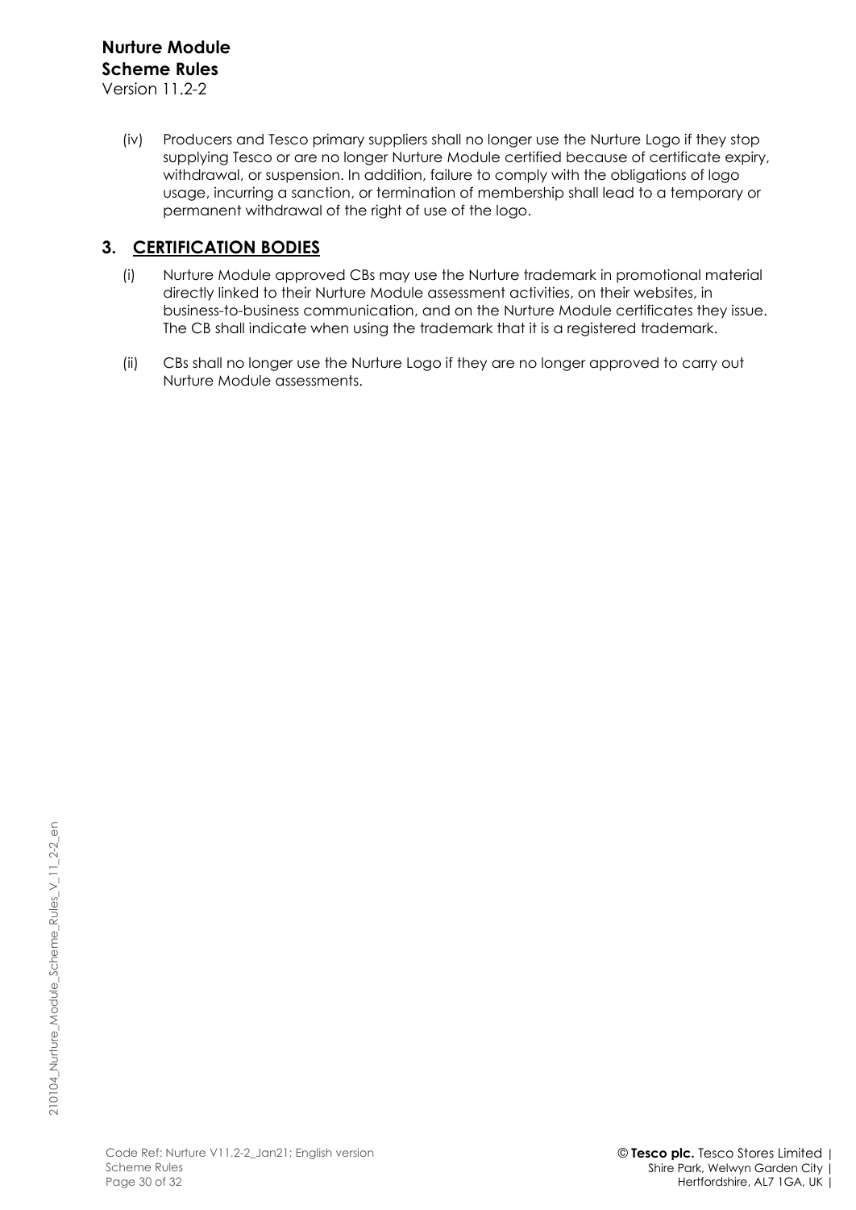(iv) Producers and Tesco primary suppliers shall no longer use the Nurture Logo if they stop supplying Tesco or are no longer Nurture Module certified because of certificate expiry, withdrawal, or suspension. In addition, failure to comply with the obligations of logo usage, incurring a sanction, or termination of membership shall lead to a temporary or permanent withdrawal of the right of use of the logo.

## 3. CERTIFICATION BODIES

(i) Nurture Module approved CBs may use the Nurture trademark in promotional material directly linked to their Nurture Module assessment activities, on their websites, in business-to-business communication, and on the Nurture Module certificates they issue. The CB shall indicate when using the trademark that it is a registered trademark.

(ii) CBs shall no longer use the Nurture Logo if they are no longer approved to carry out Nurture Module assessments.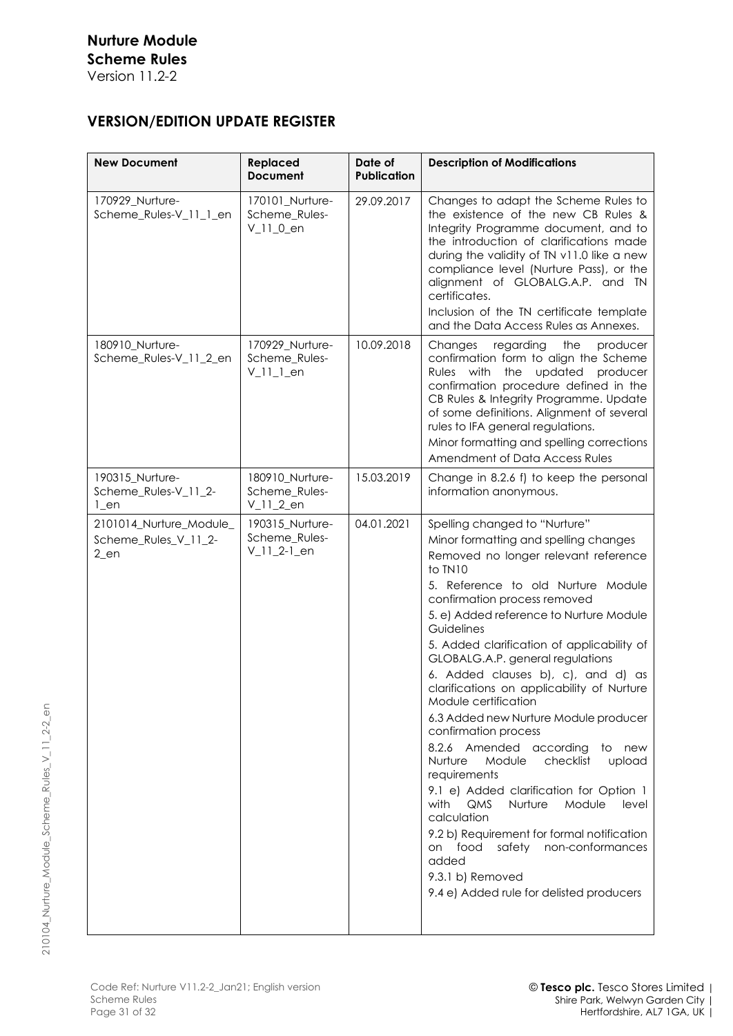## VERSION/EDITION UPDATE REGISTER

| New Document | Replaced Document | Date of Publication | Description of Modifications |
|---|---|---|---|
| 170929_Nurture-Scheme_Rules-V_11_1_en | 170101_Nurture-Scheme_Rules-V_11_0_en | 29.09.2017 | Changes to adapt the Scheme Rules to the existence of the new CB Rules & Integrity Programme document, and to the introduction of clarifications made during the validity of TN v11.0 like a new compliance level (Nurture Pass), or the alignment of GLOBALG.A.P. and TN certificates.<br>Inclusion of the TN certificate template and the Data Access Rules as Annexes. |
| 180910_Nurture-Scheme_Rules-V_11_2_en | 170929_Nurture-Scheme_Rules-V_11_1_en | 10.09.2018 | Changes regarding the producer confirmation form to align the Scheme Rules with the updated producer confirmation procedure defined in the CB Rules & Integrity Programme. Update of some definitions. Alignment of several rules to IFA general regulations.<br>Minor formatting and spelling corrections<br>Amendment of Data Access Rules |
| 190315_Nurture-Scheme_Rules-V_11_2-1_en | 180910_Nurture-Scheme_Rules-V_11_2_en | 15.03.2019 | Change in 8.2.6 f) to keep the personal information anonymous. |
| 2101014_Nurture_Module_Scheme_Rules_V_11_2-2_en | 190315_Nurture-Scheme_Rules-V_11_2-1_en | 04.01.2021 | Spelling changed to "Nurture"<br>Minor formatting and spelling changes<br>Removed no longer relevant reference to TN10<br>5. Reference to old Nurture Module confirmation process removed<br>5. e) Added reference to Nurture Module Guidelines<br>5. Added clarification of applicability of GLOBALG.A.P. general regulations<br>6. Added clauses b), c), and d) as clarifications on applicability of Nurture Module certification<br>6.3 Added new Nurture Module producer confirmation process<br>8.2.6 Amended according to new Nurture Module checklist upload requirements<br>9.1 e) Added clarification for Option 1 with QMS Nurture Module level calculation<br>9.2 b) Requirement for formal notification on food safety non-conformances added<br>9.3.1 b) Removed<br>9.4 e) Added rule for delisted producers |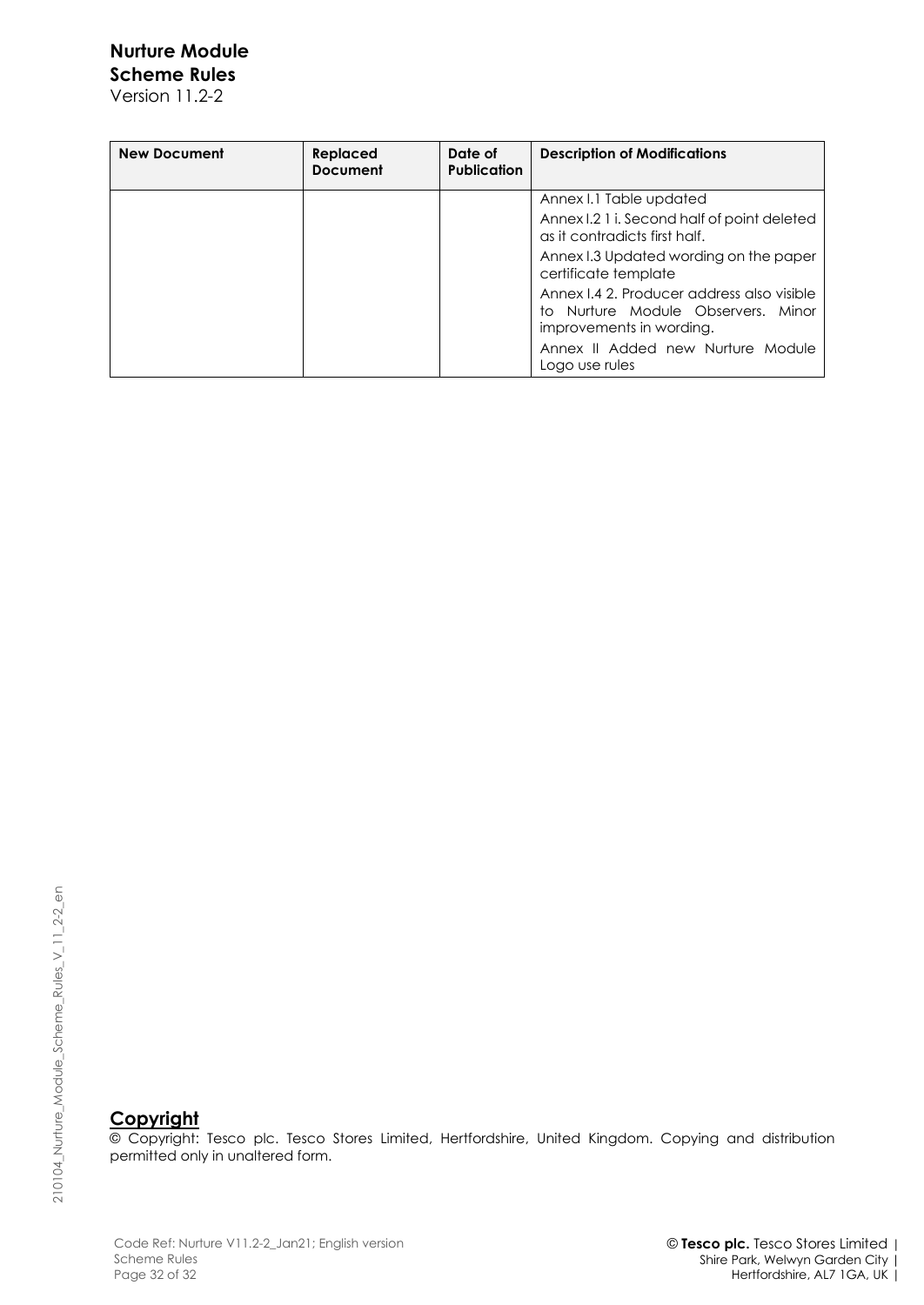| New Document | Replaced Document | Date of Publication | Description of Modifications |
|---|---|---|---|
| | | | Annex I.1 Table updated<br>Annex I.2 1 i. Second half of point deleted as it contradicts first half.<br>Annex I.3 Updated wording on the paper certificate template<br>Annex I.4 2. Producer address also visible to Nurture Module Observers. Minor improvements in wording.<br>Annex II Added new Nurture Module Logo use rules |

## Copyright

© Copyright: Tesco plc. Tesco Stores Limited, Hertfordshire, United Kingdom. Copying and distribution permitted only in unaltered form.